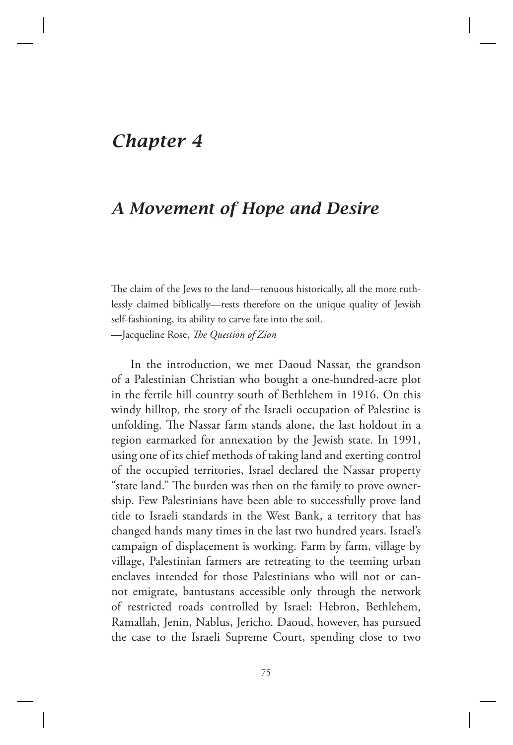# *Chapter 4*

## *A Movement of Hope and Desire*

The claim of the Jews to the land—tenuous historically, all the more ruthlessly claimed biblically—rests therefore on the unique quality of Jewish self-fashioning, its ability to carve fate into the soil.
—Jacqueline Rose, *The Question of Zion*

In the introduction, we met Daoud Nassar, the grandson of a Palestinian Christian who bought a one-hundred-acre plot in the fertile hill country south of Bethlehem in 1916. On this windy hilltop, the story of the Israeli occupation of Palestine is unfolding. The Nassar farm stands alone, the last holdout in a region earmarked for annexation by the Jewish state. In 1991, using one of its chief methods of taking land and exerting control of the occupied territories, Israel declared the Nassar property "state land." The burden was then on the family to prove ownership. Few Palestinians have been able to successfully prove land title to Israeli standards in the West Bank, a territory that has changed hands many times in the last two hundred years. Israel's campaign of displacement is working. Farm by farm, village by village, Palestinian farmers are retreating to the teeming urban enclaves intended for those Palestinians who will not or cannot emigrate, bantustans accessible only through the network of restricted roads controlled by Israel: Hebron, Bethlehem, Ramallah, Jenin, Nablus, Jericho. Daoud, however, has pursued the case to the Israeli Supreme Court, spending close to two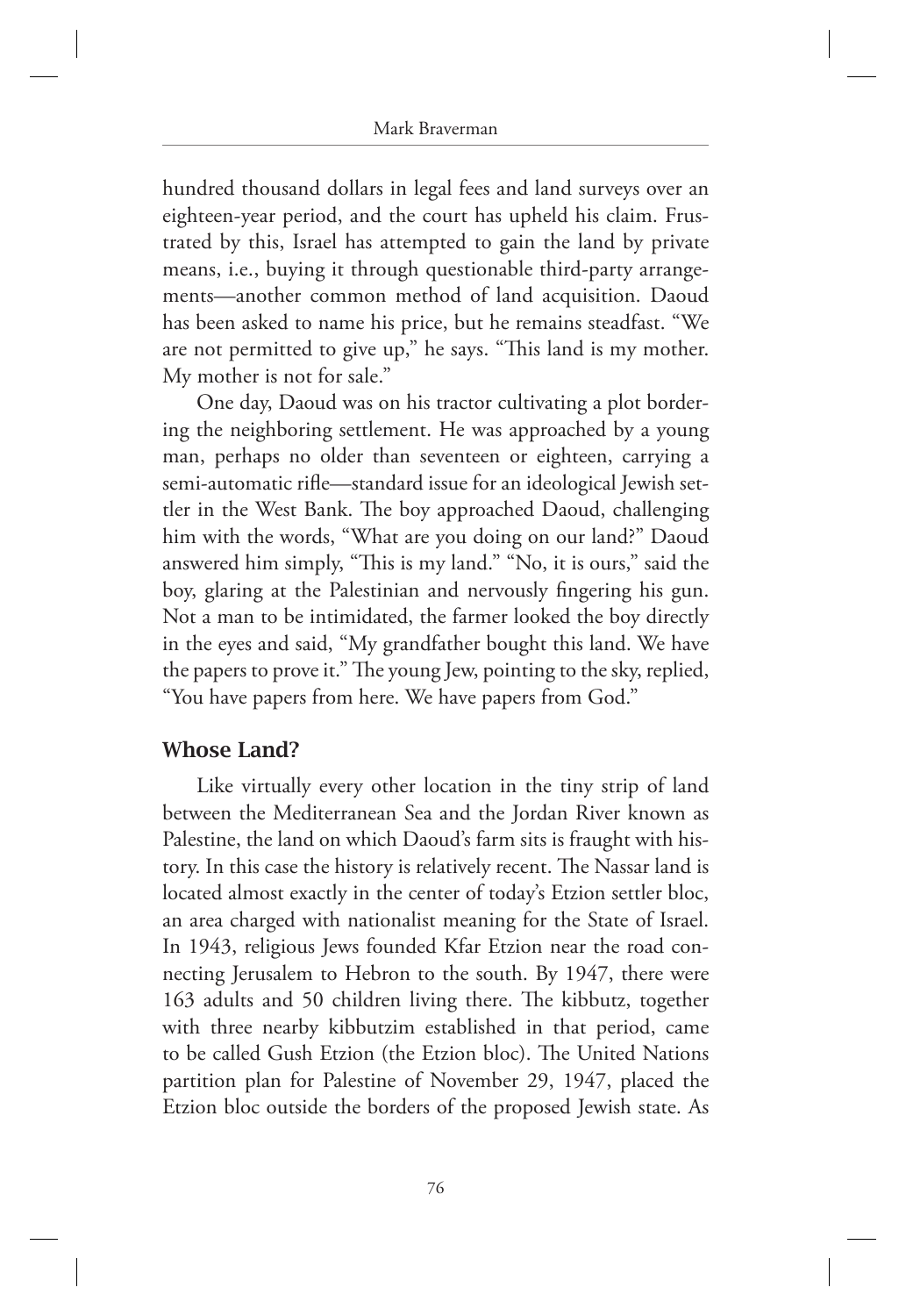hundred thousand dollars in legal fees and land surveys over an eighteen-year period, and the court has upheld his claim. Frustrated by this, Israel has attempted to gain the land by private means, i.e., buying it through questionable third-party arrangements—another common method of land acquisition. Daoud has been asked to name his price, but he remains steadfast. "We are not permitted to give up," he says. "This land is my mother. My mother is not for sale."

One day, Daoud was on his tractor cultivating a plot bordering the neighboring settlement. He was approached by a young man, perhaps no older than seventeen or eighteen, carrying a semi-automatic rifle—standard issue for an ideological Jewish settler in the West Bank. The boy approached Daoud, challenging him with the words, "What are you doing on our land?" Daoud answered him simply, "This is my land." "No, it is ours," said the boy, glaring at the Palestinian and nervously fingering his gun. Not a man to be intimidated, the farmer looked the boy directly in the eyes and said, "My grandfather bought this land. We have the papers to prove it." The young Jew, pointing to the sky, replied, "You have papers from here. We have papers from God."

## Whose Land?

Like virtually every other location in the tiny strip of land between the Mediterranean Sea and the Jordan River known as Palestine, the land on which Daoud's farm sits is fraught with history. In this case the history is relatively recent. The Nassar land is located almost exactly in the center of today's Etzion settler bloc, an area charged with nationalist meaning for the State of Israel. In 1943, religious Jews founded Kfar Etzion near the road connecting Jerusalem to Hebron to the south. By 1947, there were 163 adults and 50 children living there. The kibbutz, together with three nearby kibbutzim established in that period, came to be called Gush Etzion (the Etzion bloc). The United Nations partition plan for Palestine of November 29, 1947, placed the Etzion bloc outside the borders of the proposed Jewish state. As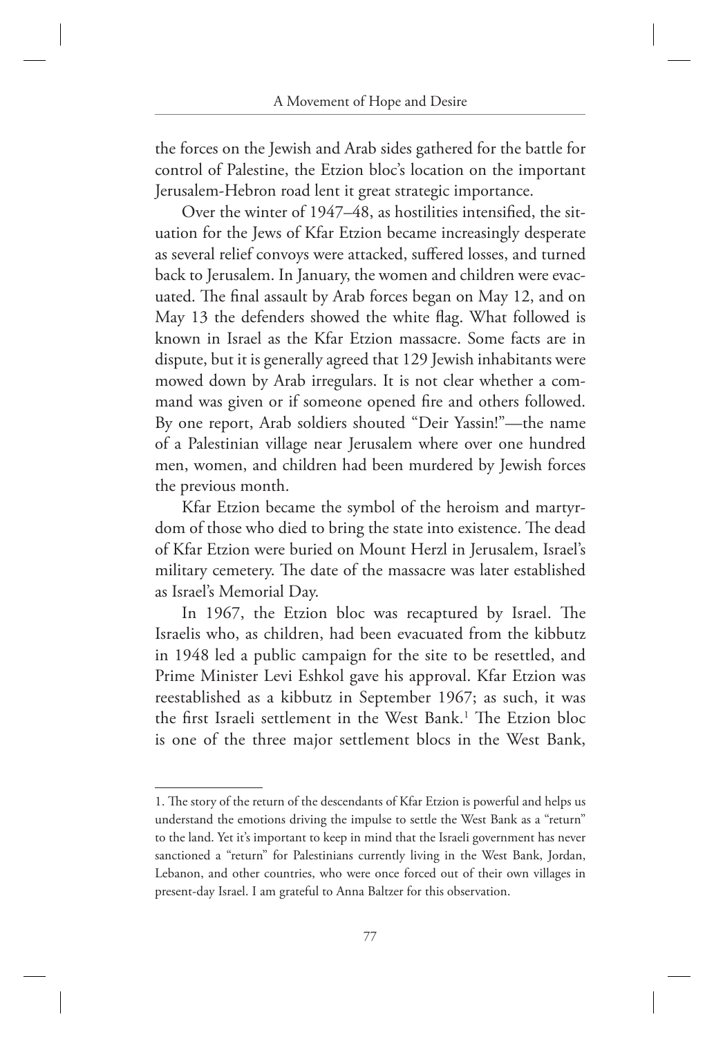the forces on the Jewish and Arab sides gathered for the battle for control of Palestine, the Etzion bloc's location on the important Jerusalem-Hebron road lent it great strategic importance.

Over the winter of 1947–48, as hostilities intensified, the situation for the Jews of Kfar Etzion became increasingly desperate as several relief convoys were attacked, suffered losses, and turned back to Jerusalem. In January, the women and children were evacuated. The final assault by Arab forces began on May 12, and on May 13 the defenders showed the white flag. What followed is known in Israel as the Kfar Etzion massacre. Some facts are in dispute, but it is generally agreed that 129 Jewish inhabitants were mowed down by Arab irregulars. It is not clear whether a command was given or if someone opened fire and others followed. By one report, Arab soldiers shouted "Deir Yassin!"—the name of a Palestinian village near Jerusalem where over one hundred men, women, and children had been murdered by Jewish forces the previous month.

Kfar Etzion became the symbol of the heroism and martyrdom of those who died to bring the state into existence. The dead of Kfar Etzion were buried on Mount Herzl in Jerusalem, Israel's military cemetery. The date of the massacre was later established as Israel's Memorial Day.

In 1967, the Etzion bloc was recaptured by Israel. The Israelis who, as children, had been evacuated from the kibbutz in 1948 led a public campaign for the site to be resettled, and Prime Minister Levi Eshkol gave his approval. Kfar Etzion was reestablished as a kibbutz in September 1967; as such, it was the first Israeli settlement in the West Bank.[1] The Etzion bloc is one of the three major settlement blocs in the West Bank,

---

1. The story of the return of the descendants of Kfar Etzion is powerful and helps us understand the emotions driving the impulse to settle the West Bank as a "return" to the land. Yet it's important to keep in mind that the Israeli government has never sanctioned a "return" for Palestinians currently living in the West Bank, Jordan, Lebanon, and other countries, who were once forced out of their own villages in present-day Israel. I am grateful to Anna Baltzer for this observation.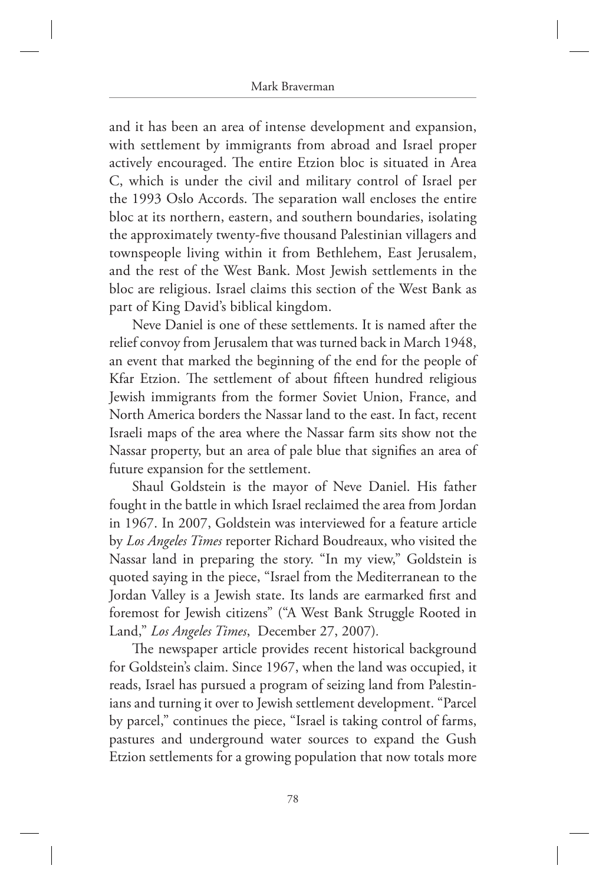and it has been an area of intense development and expansion, with settlement by immigrants from abroad and Israel proper actively encouraged. The entire Etzion bloc is situated in Area C, which is under the civil and military control of Israel per the 1993 Oslo Accords. The separation wall encloses the entire bloc at its northern, eastern, and southern boundaries, isolating the approximately twenty-five thousand Palestinian villagers and townspeople living within it from Bethlehem, East Jerusalem, and the rest of the West Bank. Most Jewish settlements in the bloc are religious. Israel claims this section of the West Bank as part of King David's biblical kingdom.

Neve Daniel is one of these settlements. It is named after the relief convoy from Jerusalem that was turned back in March 1948, an event that marked the beginning of the end for the people of Kfar Etzion. The settlement of about fifteen hundred religious Jewish immigrants from the former Soviet Union, France, and North America borders the Nassar land to the east. In fact, recent Israeli maps of the area where the Nassar farm sits show not the Nassar property, but an area of pale blue that signifies an area of future expansion for the settlement.

Shaul Goldstein is the mayor of Neve Daniel. His father fought in the battle in which Israel reclaimed the area from Jordan in 1967. In 2007, Goldstein was interviewed for a feature article by *Los Angeles Times* reporter Richard Boudreaux, who visited the Nassar land in preparing the story. "In my view," Goldstein is quoted saying in the piece, "Israel from the Mediterranean to the Jordan Valley is a Jewish state. Its lands are earmarked first and foremost for Jewish citizens" ("A West Bank Struggle Rooted in Land," *Los Angeles Times*, December 27, 2007).

The newspaper article provides recent historical background for Goldstein's claim. Since 1967, when the land was occupied, it reads, Israel has pursued a program of seizing land from Palestinians and turning it over to Jewish settlement development. "Parcel by parcel," continues the piece, "Israel is taking control of farms, pastures and underground water sources to expand the Gush Etzion settlements for a growing population that now totals more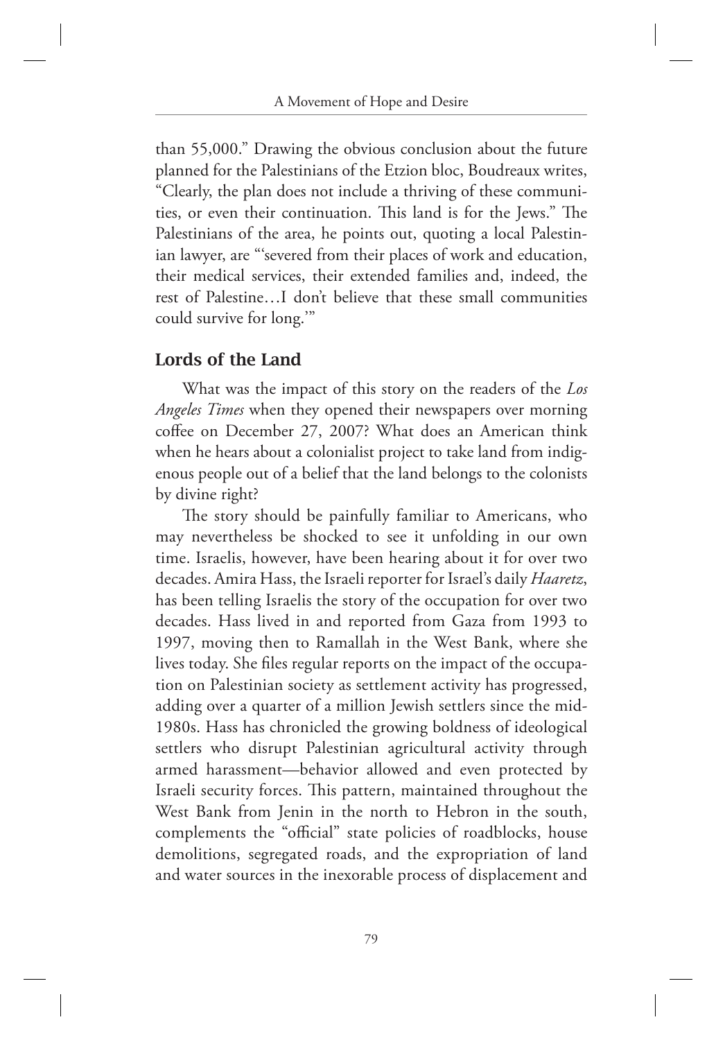than 55,000." Drawing the obvious conclusion about the future planned for the Palestinians of the Etzion bloc, Boudreaux writes, "Clearly, the plan does not include a thriving of these communities, or even their continuation. This land is for the Jews." The Palestinians of the area, he points out, quoting a local Palestinian lawyer, are "'severed from their places of work and education, their medical services, their extended families and, indeed, the rest of Palestine…I don't believe that these small communities could survive for long.'"

## Lords of the Land

What was the impact of this story on the readers of the *Los Angeles Times* when they opened their newspapers over morning coffee on December 27, 2007? What does an American think when he hears about a colonialist project to take land from indigenous people out of a belief that the land belongs to the colonists by divine right?

The story should be painfully familiar to Americans, who may nevertheless be shocked to see it unfolding in our own time. Israelis, however, have been hearing about it for over two decades. Amira Hass, the Israeli reporter for Israel's daily *Haaretz*, has been telling Israelis the story of the occupation for over two decades. Hass lived in and reported from Gaza from 1993 to 1997, moving then to Ramallah in the West Bank, where she lives today. She files regular reports on the impact of the occupation on Palestinian society as settlement activity has progressed, adding over a quarter of a million Jewish settlers since the mid-1980s. Hass has chronicled the growing boldness of ideological settlers who disrupt Palestinian agricultural activity through armed harassment—behavior allowed and even protected by Israeli security forces. This pattern, maintained throughout the West Bank from Jenin in the north to Hebron in the south, complements the "official" state policies of roadblocks, house demolitions, segregated roads, and the expropriation of land and water sources in the inexorable process of displacement and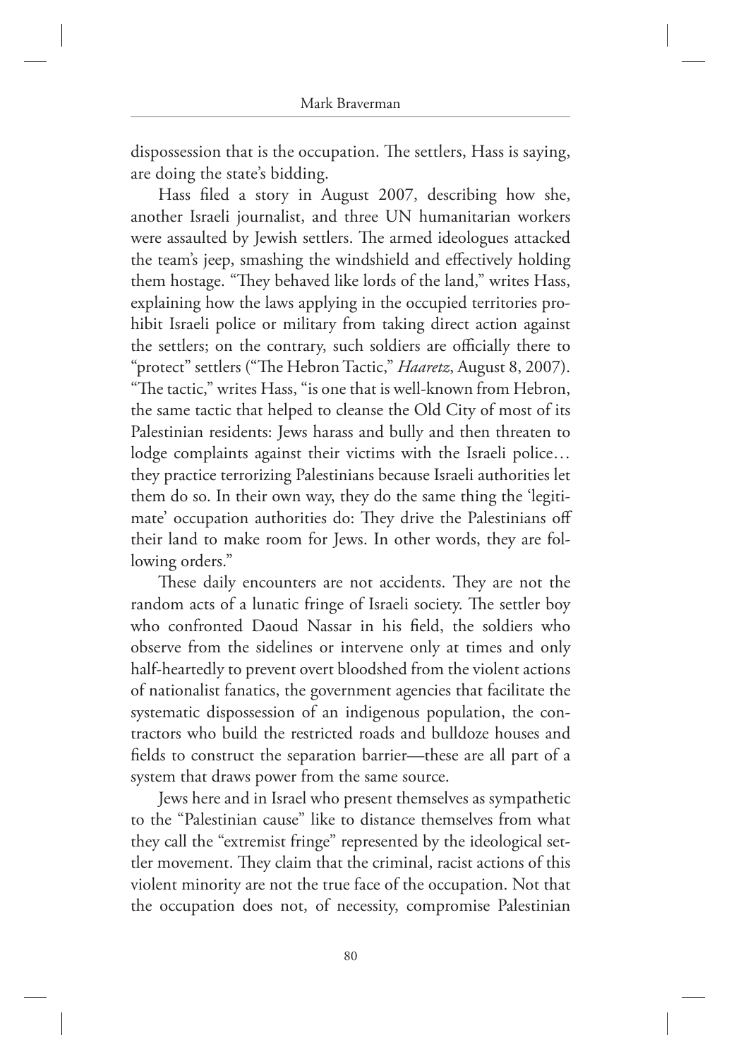dispossession that is the occupation. The settlers, Hass is saying, are doing the state's bidding.

Hass filed a story in August 2007, describing how she, another Israeli journalist, and three UN humanitarian workers were assaulted by Jewish settlers. The armed ideologues attacked the team's jeep, smashing the windshield and effectively holding them hostage. "They behaved like lords of the land," writes Hass, explaining how the laws applying in the occupied territories prohibit Israeli police or military from taking direct action against the settlers; on the contrary, such soldiers are officially there to "protect" settlers ("The Hebron Tactic," *Haaretz*, August 8, 2007). "The tactic," writes Hass, "is one that is well-known from Hebron, the same tactic that helped to cleanse the Old City of most of its Palestinian residents: Jews harass and bully and then threaten to lodge complaints against their victims with the Israeli police… they practice terrorizing Palestinians because Israeli authorities let them do so. In their own way, they do the same thing the 'legitimate' occupation authorities do: They drive the Palestinians off their land to make room for Jews. In other words, they are following orders."

These daily encounters are not accidents. They are not the random acts of a lunatic fringe of Israeli society. The settler boy who confronted Daoud Nassar in his field, the soldiers who observe from the sidelines or intervene only at times and only half-heartedly to prevent overt bloodshed from the violent actions of nationalist fanatics, the government agencies that facilitate the systematic dispossession of an indigenous population, the contractors who build the restricted roads and bulldoze houses and fields to construct the separation barrier—these are all part of a system that draws power from the same source.

Jews here and in Israel who present themselves as sympathetic to the "Palestinian cause" like to distance themselves from what they call the "extremist fringe" represented by the ideological settler movement. They claim that the criminal, racist actions of this violent minority are not the true face of the occupation. Not that the occupation does not, of necessity, compromise Palestinian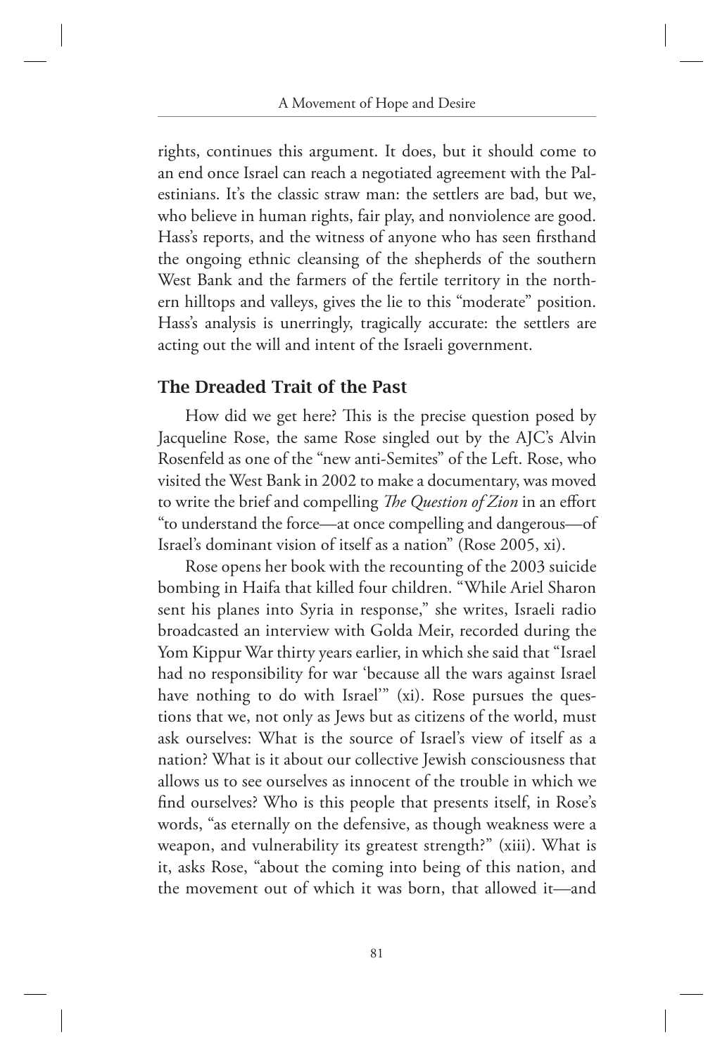rights, continues this argument. It does, but it should come to an end once Israel can reach a negotiated agreement with the Palestinians. It's the classic straw man: the settlers are bad, but we, who believe in human rights, fair play, and nonviolence are good. Hass's reports, and the witness of anyone who has seen firsthand the ongoing ethnic cleansing of the shepherds of the southern West Bank and the farmers of the fertile territory in the northern hilltops and valleys, gives the lie to this "moderate" position. Hass's analysis is unerringly, tragically accurate: the settlers are acting out the will and intent of the Israeli government.

## The Dreaded Trait of the Past

How did we get here? This is the precise question posed by Jacqueline Rose, the same Rose singled out by the AJC's Alvin Rosenfeld as one of the "new anti-Semites" of the Left. Rose, who visited the West Bank in 2002 to make a documentary, was moved to write the brief and compelling *The Question of Zion* in an effort "to understand the force—at once compelling and dangerous—of Israel's dominant vision of itself as a nation" (Rose 2005, xi).

Rose opens her book with the recounting of the 2003 suicide bombing in Haifa that killed four children. "While Ariel Sharon sent his planes into Syria in response," she writes, Israeli radio broadcasted an interview with Golda Meir, recorded during the Yom Kippur War thirty years earlier, in which she said that "Israel had no responsibility for war 'because all the wars against Israel have nothing to do with Israel'" (xi). Rose pursues the questions that we, not only as Jews but as citizens of the world, must ask ourselves: What is the source of Israel's view of itself as a nation? What is it about our collective Jewish consciousness that allows us to see ourselves as innocent of the trouble in which we find ourselves? Who is this people that presents itself, in Rose's words, "as eternally on the defensive, as though weakness were a weapon, and vulnerability its greatest strength?" (xiii). What is it, asks Rose, "about the coming into being of this nation, and the movement out of which it was born, that allowed it—and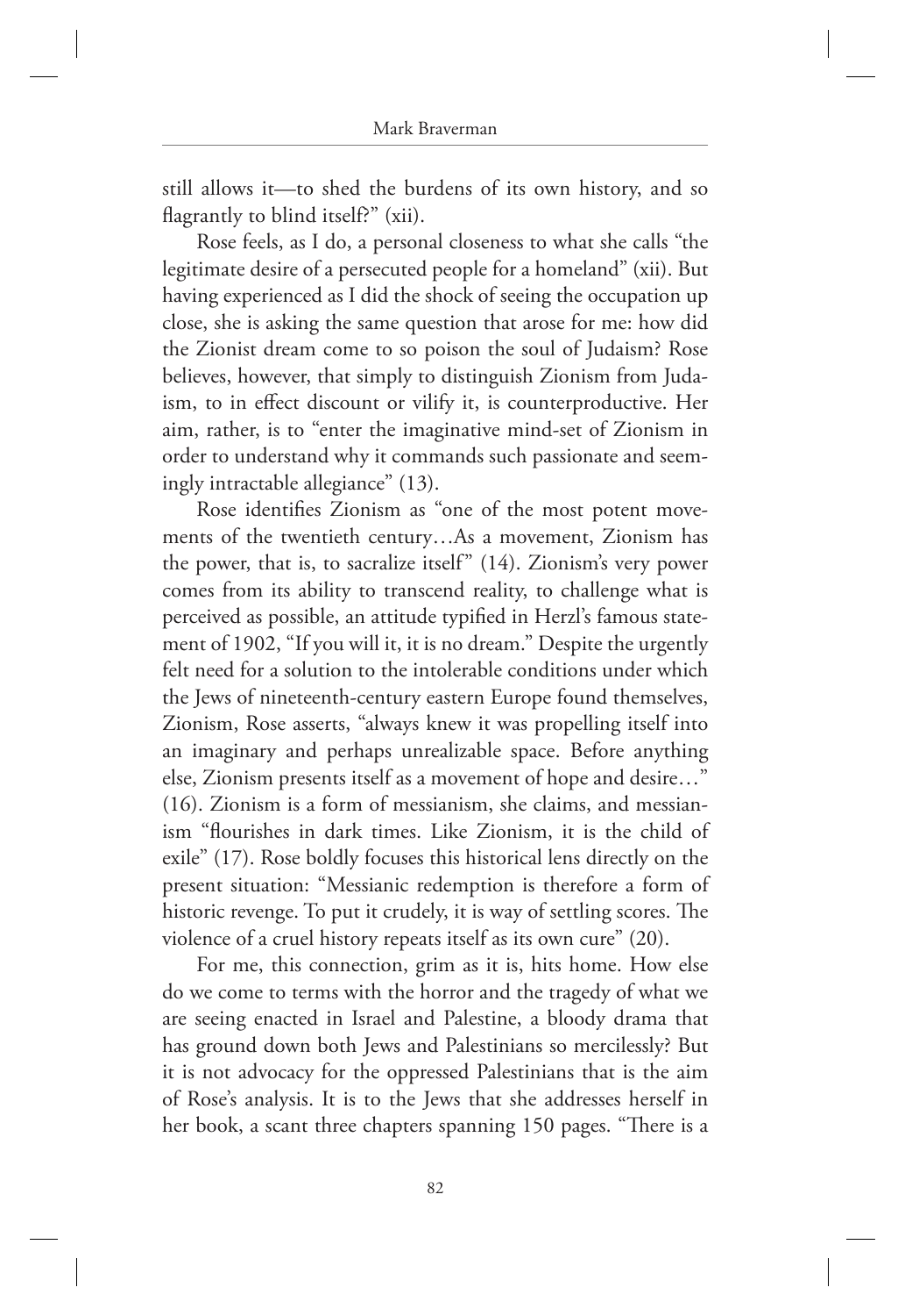still allows it—to shed the burdens of its own history, and so flagrantly to blind itself?" (xii).

Rose feels, as I do, a personal closeness to what she calls "the legitimate desire of a persecuted people for a homeland" (xii). But having experienced as I did the shock of seeing the occupation up close, she is asking the same question that arose for me: how did the Zionist dream come to so poison the soul of Judaism? Rose believes, however, that simply to distinguish Zionism from Judaism, to in effect discount or vilify it, is counterproductive. Her aim, rather, is to "enter the imaginative mind-set of Zionism in order to understand why it commands such passionate and seemingly intractable allegiance" (13).

Rose identifies Zionism as "one of the most potent movements of the twentieth century…As a movement, Zionism has the power, that is, to sacralize itself" (14). Zionism's very power comes from its ability to transcend reality, to challenge what is perceived as possible, an attitude typified in Herzl's famous statement of 1902, "If you will it, it is no dream." Despite the urgently felt need for a solution to the intolerable conditions under which the Jews of nineteenth-century eastern Europe found themselves, Zionism, Rose asserts, "always knew it was propelling itself into an imaginary and perhaps unrealizable space. Before anything else, Zionism presents itself as a movement of hope and desire…" (16). Zionism is a form of messianism, she claims, and messianism "flourishes in dark times. Like Zionism, it is the child of exile" (17). Rose boldly focuses this historical lens directly on the present situation: "Messianic redemption is therefore a form of historic revenge. To put it crudely, it is way of settling scores. The violence of a cruel history repeats itself as its own cure" (20).

For me, this connection, grim as it is, hits home. How else do we come to terms with the horror and the tragedy of what we are seeing enacted in Israel and Palestine, a bloody drama that has ground down both Jews and Palestinians so mercilessly? But it is not advocacy for the oppressed Palestinians that is the aim of Rose's analysis. It is to the Jews that she addresses herself in her book, a scant three chapters spanning 150 pages. "There is a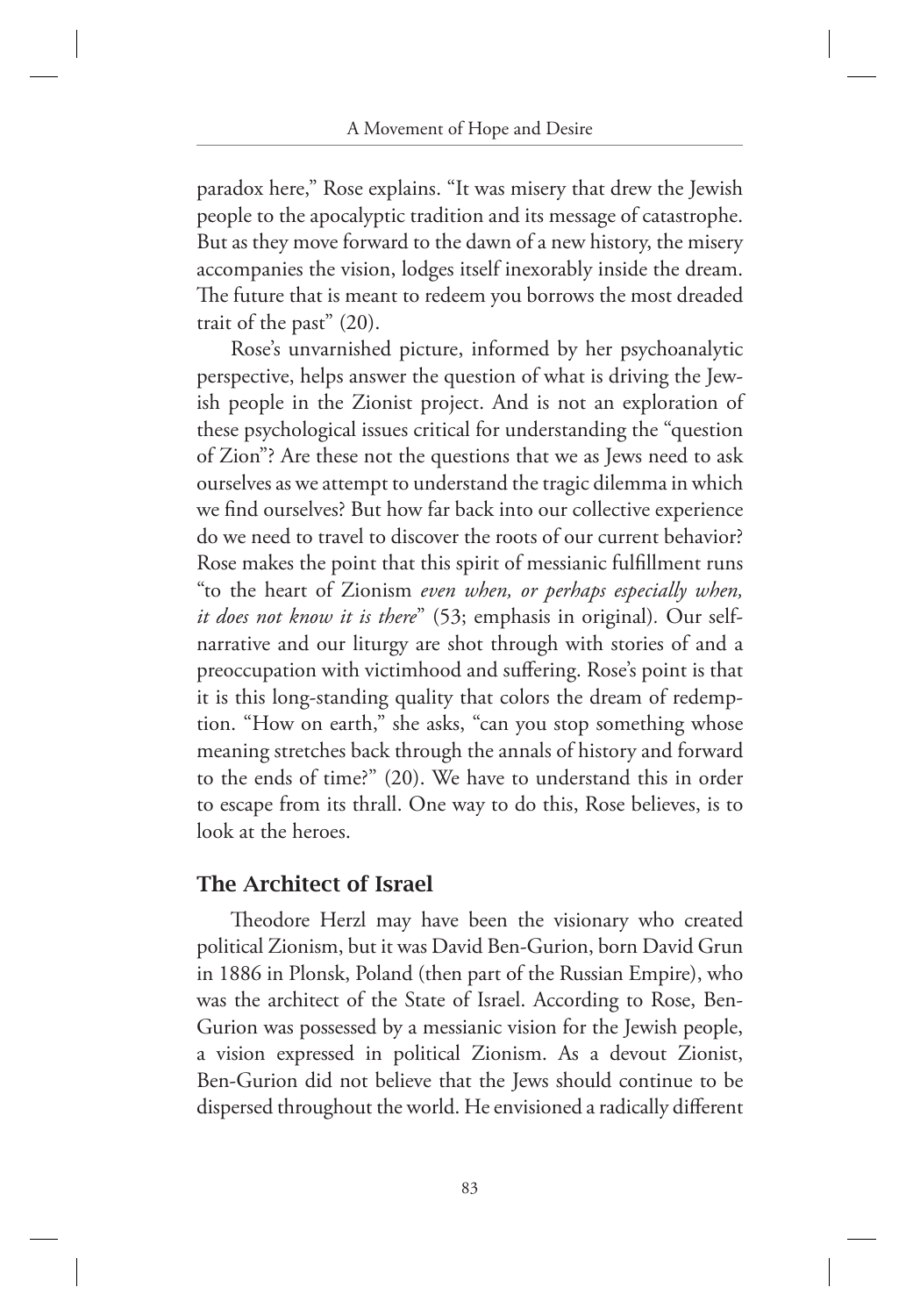paradox here," Rose explains. "It was misery that drew the Jewish people to the apocalyptic tradition and its message of catastrophe. But as they move forward to the dawn of a new history, the misery accompanies the vision, lodges itself inexorably inside the dream. The future that is meant to redeem you borrows the most dreaded trait of the past" (20).

Rose's unvarnished picture, informed by her psychoanalytic perspective, helps answer the question of what is driving the Jewish people in the Zionist project. And is not an exploration of these psychological issues critical for understanding the "question of Zion"? Are these not the questions that we as Jews need to ask ourselves as we attempt to understand the tragic dilemma in which we find ourselves? But how far back into our collective experience do we need to travel to discover the roots of our current behavior? Rose makes the point that this spirit of messianic fulfillment runs "to the heart of Zionism *even when, or perhaps especially when, it does not know it is there*" (53; emphasis in original). Our self-narrative and our liturgy are shot through with stories of and a preoccupation with victimhood and suffering. Rose's point is that it is this long-standing quality that colors the dream of redemption. "How on earth," she asks, "can you stop something whose meaning stretches back through the annals of history and forward to the ends of time?" (20). We have to understand this in order to escape from its thrall. One way to do this, Rose believes, is to look at the heroes.

## The Architect of Israel

Theodore Herzl may have been the visionary who created political Zionism, but it was David Ben-Gurion, born David Grun in 1886 in Plonsk, Poland (then part of the Russian Empire), who was the architect of the State of Israel. According to Rose, Ben-Gurion was possessed by a messianic vision for the Jewish people, a vision expressed in political Zionism. As a devout Zionist, Ben-Gurion did not believe that the Jews should continue to be dispersed throughout the world. He envisioned a radically different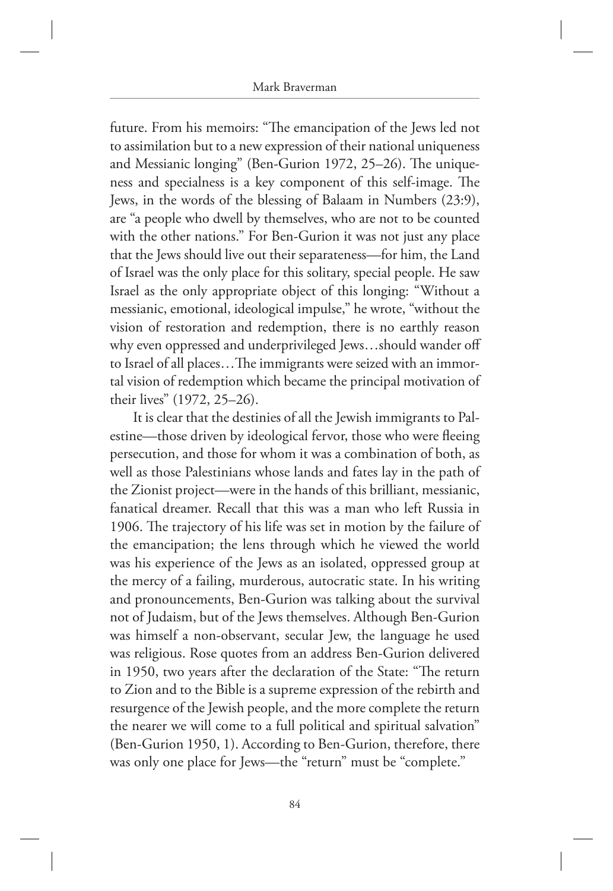future. From his memoirs: "The emancipation of the Jews led not to assimilation but to a new expression of their national uniqueness and Messianic longing" (Ben-Gurion 1972, 25–26). The uniqueness and specialness is a key component of this self-image. The Jews, in the words of the blessing of Balaam in Numbers (23:9), are "a people who dwell by themselves, who are not to be counted with the other nations." For Ben-Gurion it was not just any place that the Jews should live out their separateness—for him, the Land of Israel was the only place for this solitary, special people. He saw Israel as the only appropriate object of this longing: "Without a messianic, emotional, ideological impulse," he wrote, "without the vision of restoration and redemption, there is no earthly reason why even oppressed and underprivileged Jews…should wander off to Israel of all places…The immigrants were seized with an immortal vision of redemption which became the principal motivation of their lives" (1972, 25–26).

It is clear that the destinies of all the Jewish immigrants to Palestine—those driven by ideological fervor, those who were fleeing persecution, and those for whom it was a combination of both, as well as those Palestinians whose lands and fates lay in the path of the Zionist project—were in the hands of this brilliant, messianic, fanatical dreamer. Recall that this was a man who left Russia in 1906. The trajectory of his life was set in motion by the failure of the emancipation; the lens through which he viewed the world was his experience of the Jews as an isolated, oppressed group at the mercy of a failing, murderous, autocratic state. In his writing and pronouncements, Ben-Gurion was talking about the survival not of Judaism, but of the Jews themselves. Although Ben-Gurion was himself a non-observant, secular Jew, the language he used was religious. Rose quotes from an address Ben-Gurion delivered in 1950, two years after the declaration of the State: "The return to Zion and to the Bible is a supreme expression of the rebirth and resurgence of the Jewish people, and the more complete the return the nearer we will come to a full political and spiritual salvation" (Ben-Gurion 1950, 1). According to Ben-Gurion, therefore, there was only one place for Jews—the "return" must be "complete."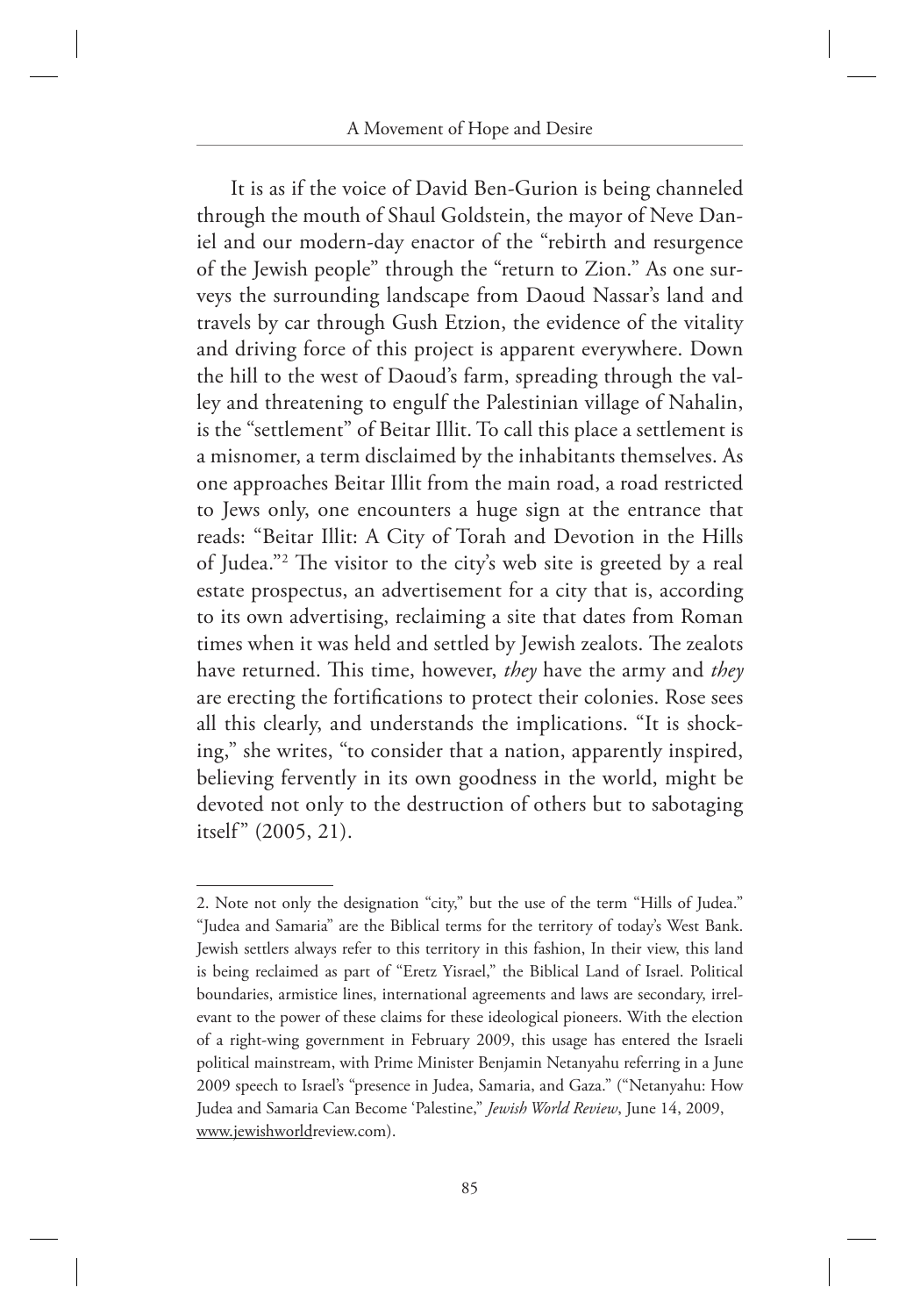It is as if the voice of David Ben-Gurion is being channeled through the mouth of Shaul Goldstein, the mayor of Neve Daniel and our modern-day enactor of the "rebirth and resurgence of the Jewish people" through the "return to Zion." As one surveys the surrounding landscape from Daoud Nassar's land and travels by car through Gush Etzion, the evidence of the vitality and driving force of this project is apparent everywhere. Down the hill to the west of Daoud's farm, spreading through the valley and threatening to engulf the Palestinian village of Nahalin, is the "settlement" of Beitar Illit. To call this place a settlement is a misnomer, a term disclaimed by the inhabitants themselves. As one approaches Beitar Illit from the main road, a road restricted to Jews only, one encounters a huge sign at the entrance that reads: "Beitar Illit: A City of Torah and Devotion in the Hills of Judea."[2] The visitor to the city's web site is greeted by a real estate prospectus, an advertisement for a city that is, according to its own advertising, reclaiming a site that dates from Roman times when it was held and settled by Jewish zealots. The zealots have returned. This time, however, *they* have the army and *they* are erecting the fortifications to protect their colonies. Rose sees all this clearly, and understands the implications. "It is shocking," she writes, "to consider that a nation, apparently inspired, believing fervently in its own goodness in the world, might be devoted not only to the destruction of others but to sabotaging itself" (2005, 21).

---

2. Note not only the designation "city," but the use of the term "Hills of Judea." "Judea and Samaria" are the Biblical terms for the territory of today's West Bank. Jewish settlers always refer to this territory in this fashion, In their view, this land is being reclaimed as part of "Eretz Yisrael," the Biblical Land of Israel. Political boundaries, armistice lines, international agreements and laws are secondary, irrelevant to the power of these claims for these ideological pioneers. With the election of a right-wing government in February 2009, this usage has entered the Israeli political mainstream, with Prime Minister Benjamin Netanyahu referring in a June 2009 speech to Israel's "presence in Judea, Samaria, and Gaza." ("Netanyahu: How Judea and Samaria Can Become 'Palestine,'" *Jewish World Review*, June 14, 2009, www.jewishworldreview.com).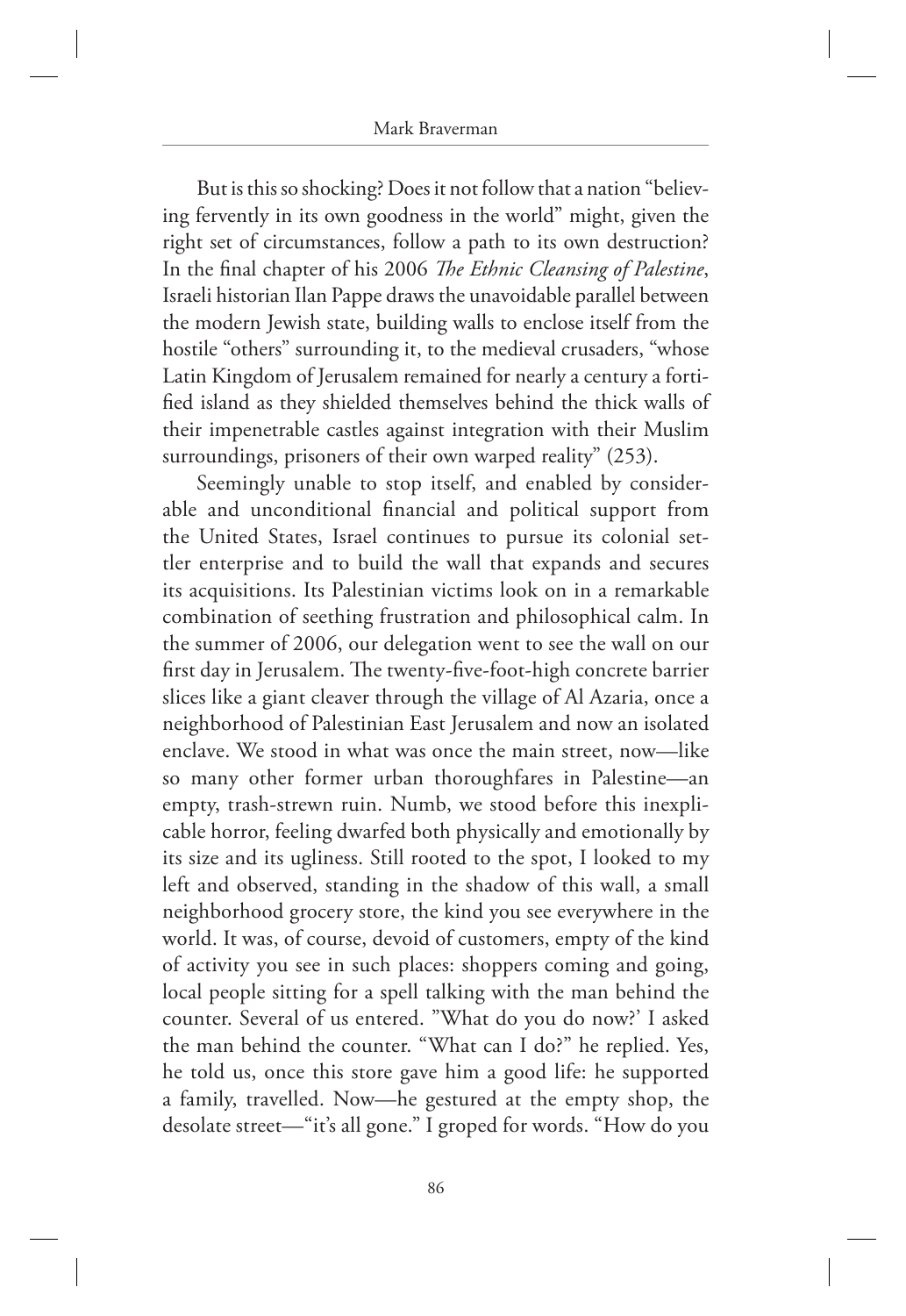But is this so shocking? Does it not follow that a nation "believing fervently in its own goodness in the world" might, given the right set of circumstances, follow a path to its own destruction? In the final chapter of his 2006 *The Ethnic Cleansing of Palestine*, Israeli historian Ilan Pappe draws the unavoidable parallel between the modern Jewish state, building walls to enclose itself from the hostile "others" surrounding it, to the medieval crusaders, "whose Latin Kingdom of Jerusalem remained for nearly a century a fortified island as they shielded themselves behind the thick walls of their impenetrable castles against integration with their Muslim surroundings, prisoners of their own warped reality" (253).

Seemingly unable to stop itself, and enabled by considerable and unconditional financial and political support from the United States, Israel continues to pursue its colonial settler enterprise and to build the wall that expands and secures its acquisitions. Its Palestinian victims look on in a remarkable combination of seething frustration and philosophical calm. In the summer of 2006, our delegation went to see the wall on our first day in Jerusalem. The twenty-five-foot-high concrete barrier slices like a giant cleaver through the village of Al Azaria, once a neighborhood of Palestinian East Jerusalem and now an isolated enclave. We stood in what was once the main street, now—like so many other former urban thoroughfares in Palestine—an empty, trash-strewn ruin. Numb, we stood before this inexplicable horror, feeling dwarfed both physically and emotionally by its size and its ugliness. Still rooted to the spot, I looked to my left and observed, standing in the shadow of this wall, a small neighborhood grocery store, the kind you see everywhere in the world. It was, of course, devoid of customers, empty of the kind of activity you see in such places: shoppers coming and going, local people sitting for a spell talking with the man behind the counter. Several of us entered. "What do you do now?' I asked the man behind the counter. "What can I do?" he replied. Yes, he told us, once this store gave him a good life: he supported a family, travelled. Now—he gestured at the empty shop, the desolate street—"it's all gone." I groped for words. "How do you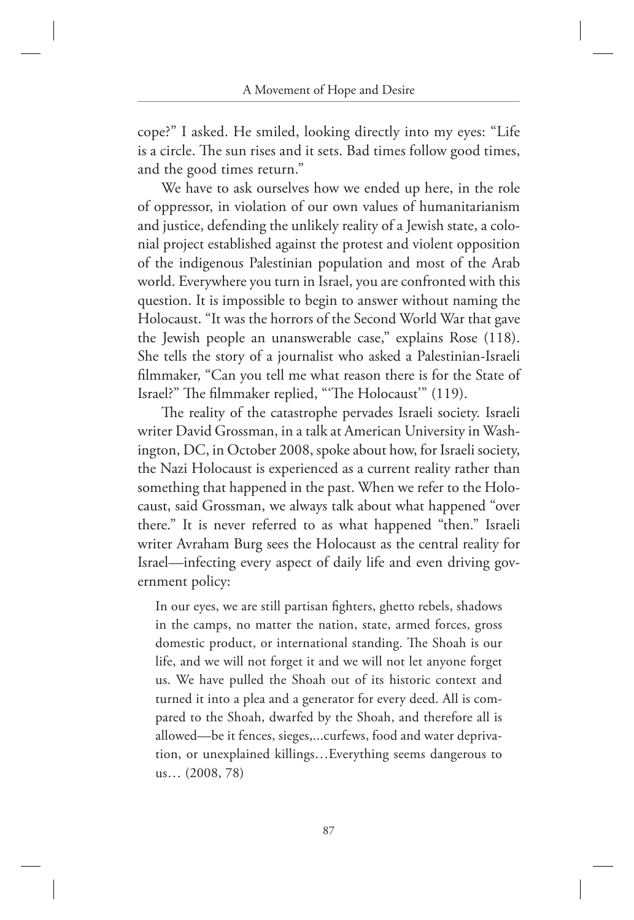cope?" I asked. He smiled, looking directly into my eyes: "Life is a circle. The sun rises and it sets. Bad times follow good times, and the good times return."

We have to ask ourselves how we ended up here, in the role of oppressor, in violation of our own values of humanitarianism and justice, defending the unlikely reality of a Jewish state, a colonial project established against the protest and violent opposition of the indigenous Palestinian population and most of the Arab world. Everywhere you turn in Israel, you are confronted with this question. It is impossible to begin to answer without naming the Holocaust. "It was the horrors of the Second World War that gave the Jewish people an unanswerable case," explains Rose (118). She tells the story of a journalist who asked a Palestinian-Israeli filmmaker, "Can you tell me what reason there is for the State of Israel?" The filmmaker replied, "'The Holocaust'" (119).

The reality of the catastrophe pervades Israeli society. Israeli writer David Grossman, in a talk at American University in Washington, DC, in October 2008, spoke about how, for Israeli society, the Nazi Holocaust is experienced as a current reality rather than something that happened in the past. When we refer to the Holocaust, said Grossman, we always talk about what happened "over there." It is never referred to as what happened "then." Israeli writer Avraham Burg sees the Holocaust as the central reality for Israel—infecting every aspect of daily life and even driving government policy:

> In our eyes, we are still partisan fighters, ghetto rebels, shadows in the camps, no matter the nation, state, armed forces, gross domestic product, or international standing. The Shoah is our life, and we will not forget it and we will not let anyone forget us. We have pulled the Shoah out of its historic context and turned it into a plea and a generator for every deed. All is compared to the Shoah, dwarfed by the Shoah, and therefore all is allowed—be it fences, sieges,...curfews, food and water deprivation, or unexplained killings…Everything seems dangerous to us… (2008, 78)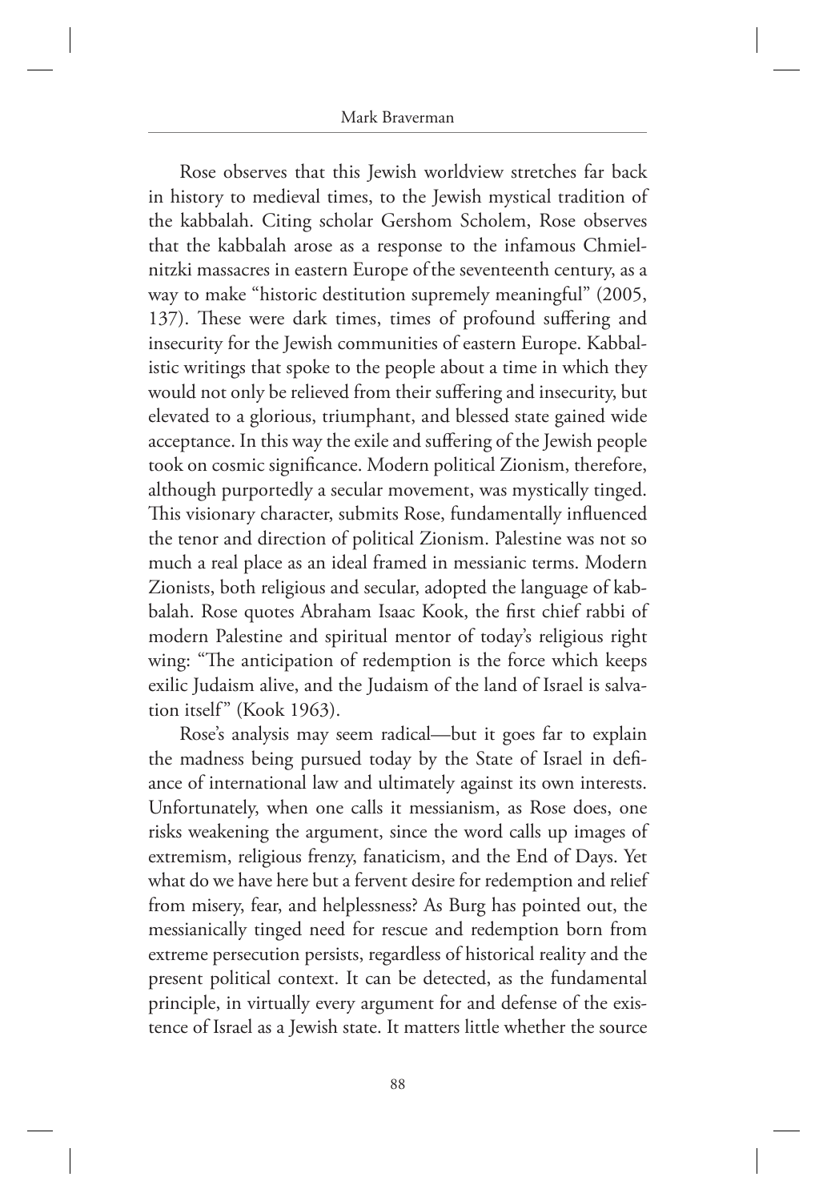Rose observes that this Jewish worldview stretches far back in history to medieval times, to the Jewish mystical tradition of the kabbalah. Citing scholar Gershom Scholem, Rose observes that the kabbalah arose as a response to the infamous Chmielnitzki massacres in eastern Europe of the seventeenth century, as a way to make "historic destitution supremely meaningful" (2005, 137). These were dark times, times of profound suffering and insecurity for the Jewish communities of eastern Europe. Kabbalistic writings that spoke to the people about a time in which they would not only be relieved from their suffering and insecurity, but elevated to a glorious, triumphant, and blessed state gained wide acceptance. In this way the exile and suffering of the Jewish people took on cosmic significance. Modern political Zionism, therefore, although purportedly a secular movement, was mystically tinged. This visionary character, submits Rose, fundamentally influenced the tenor and direction of political Zionism. Palestine was not so much a real place as an ideal framed in messianic terms. Modern Zionists, both religious and secular, adopted the language of kabbalah. Rose quotes Abraham Isaac Kook, the first chief rabbi of modern Palestine and spiritual mentor of today's religious right wing: "The anticipation of redemption is the force which keeps exilic Judaism alive, and the Judaism of the land of Israel is salvation itself" (Kook 1963).

Rose's analysis may seem radical—but it goes far to explain the madness being pursued today by the State of Israel in defiance of international law and ultimately against its own interests. Unfortunately, when one calls it messianism, as Rose does, one risks weakening the argument, since the word calls up images of extremism, religious frenzy, fanaticism, and the End of Days. Yet what do we have here but a fervent desire for redemption and relief from misery, fear, and helplessness? As Burg has pointed out, the messianically tinged need for rescue and redemption born from extreme persecution persists, regardless of historical reality and the present political context. It can be detected, as the fundamental principle, in virtually every argument for and defense of the existence of Israel as a Jewish state. It matters little whether the source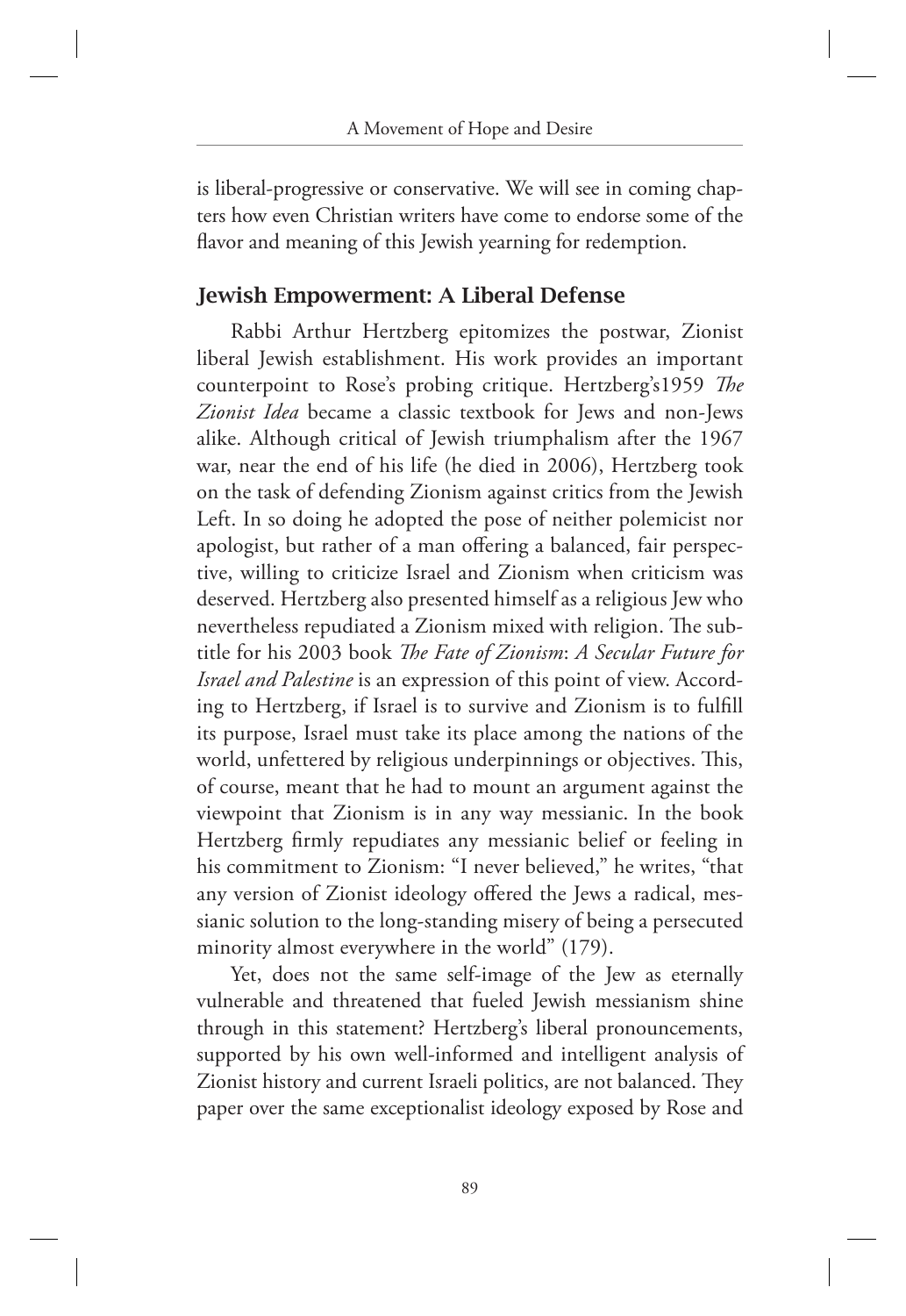is liberal-progressive or conservative. We will see in coming chapters how even Christian writers have come to endorse some of the flavor and meaning of this Jewish yearning for redemption.

## Jewish Empowerment: A Liberal Defense

Rabbi Arthur Hertzberg epitomizes the postwar, Zionist liberal Jewish establishment. His work provides an important counterpoint to Rose's probing critique. Hertzberg's1959 *The Zionist Idea* became a classic textbook for Jews and non-Jews alike. Although critical of Jewish triumphalism after the 1967 war, near the end of his life (he died in 2006), Hertzberg took on the task of defending Zionism against critics from the Jewish Left. In so doing he adopted the pose of neither polemicist nor apologist, but rather of a man offering a balanced, fair perspective, willing to criticize Israel and Zionism when criticism was deserved. Hertzberg also presented himself as a religious Jew who nevertheless repudiated a Zionism mixed with religion. The subtitle for his 2003 book *The Fate of Zionism*: *A Secular Future for Israel and Palestine* is an expression of this point of view. According to Hertzberg, if Israel is to survive and Zionism is to fulfill its purpose, Israel must take its place among the nations of the world, unfettered by religious underpinnings or objectives. This, of course, meant that he had to mount an argument against the viewpoint that Zionism is in any way messianic. In the book Hertzberg firmly repudiates any messianic belief or feeling in his commitment to Zionism: "I never believed," he writes, "that any version of Zionist ideology offered the Jews a radical, messianic solution to the long-standing misery of being a persecuted minority almost everywhere in the world" (179).

Yet, does not the same self-image of the Jew as eternally vulnerable and threatened that fueled Jewish messianism shine through in this statement? Hertzberg's liberal pronouncements, supported by his own well-informed and intelligent analysis of Zionist history and current Israeli politics, are not balanced. They paper over the same exceptionalist ideology exposed by Rose and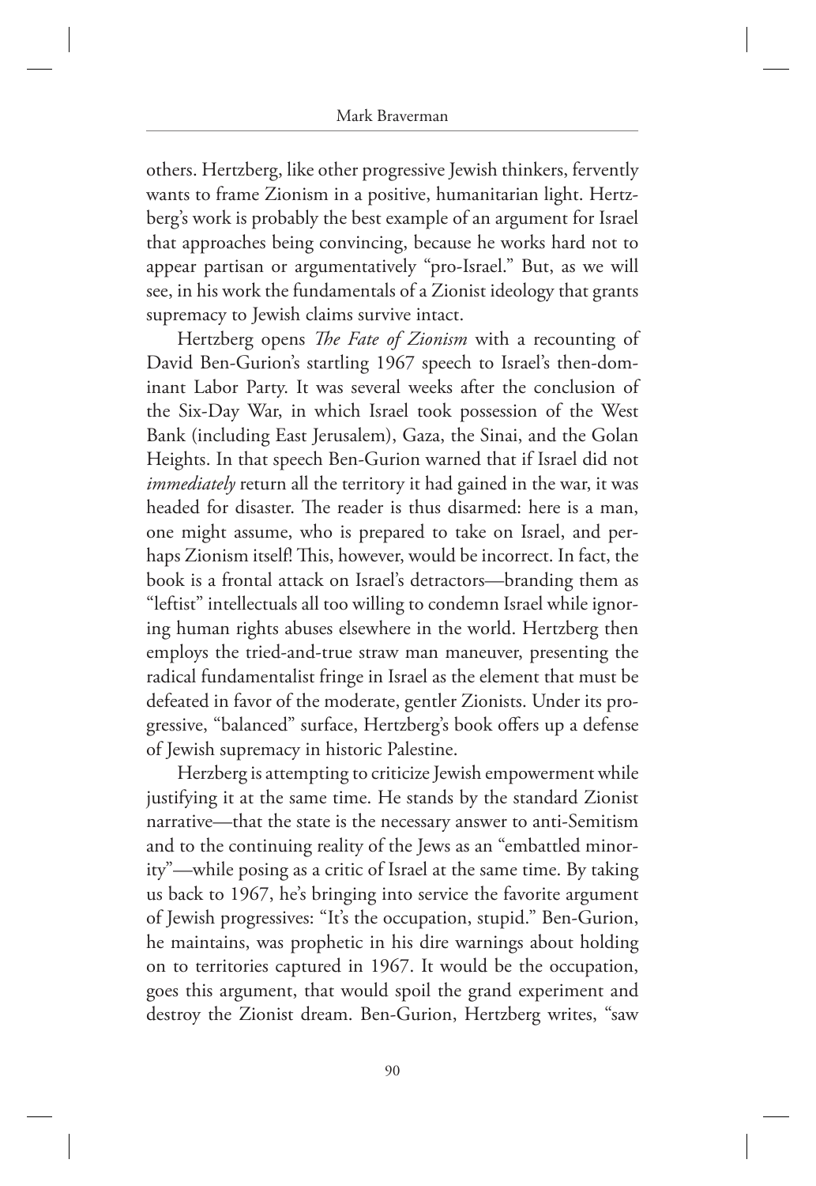others. Hertzberg, like other progressive Jewish thinkers, fervently wants to frame Zionism in a positive, humanitarian light. Hertzberg's work is probably the best example of an argument for Israel that approaches being convincing, because he works hard not to appear partisan or argumentatively "pro-Israel." But, as we will see, in his work the fundamentals of a Zionist ideology that grants supremacy to Jewish claims survive intact.

Hertzberg opens *The Fate of Zionism* with a recounting of David Ben-Gurion's startling 1967 speech to Israel's then-dominant Labor Party. It was several weeks after the conclusion of the Six-Day War, in which Israel took possession of the West Bank (including East Jerusalem), Gaza, the Sinai, and the Golan Heights. In that speech Ben-Gurion warned that if Israel did not *immediately* return all the territory it had gained in the war, it was headed for disaster. The reader is thus disarmed: here is a man, one might assume, who is prepared to take on Israel, and perhaps Zionism itself! This, however, would be incorrect. In fact, the book is a frontal attack on Israel's detractors—branding them as "leftist" intellectuals all too willing to condemn Israel while ignoring human rights abuses elsewhere in the world. Hertzberg then employs the tried-and-true straw man maneuver, presenting the radical fundamentalist fringe in Israel as the element that must be defeated in favor of the moderate, gentler Zionists. Under its progressive, "balanced" surface, Hertzberg's book offers up a defense of Jewish supremacy in historic Palestine.

Herzberg is attempting to criticize Jewish empowerment while justifying it at the same time. He stands by the standard Zionist narrative—that the state is the necessary answer to anti-Semitism and to the continuing reality of the Jews as an "embattled minority"—while posing as a critic of Israel at the same time. By taking us back to 1967, he's bringing into service the favorite argument of Jewish progressives: "It's the occupation, stupid." Ben-Gurion, he maintains, was prophetic in his dire warnings about holding on to territories captured in 1967. It would be the occupation, goes this argument, that would spoil the grand experiment and destroy the Zionist dream. Ben-Gurion, Hertzberg writes, "saw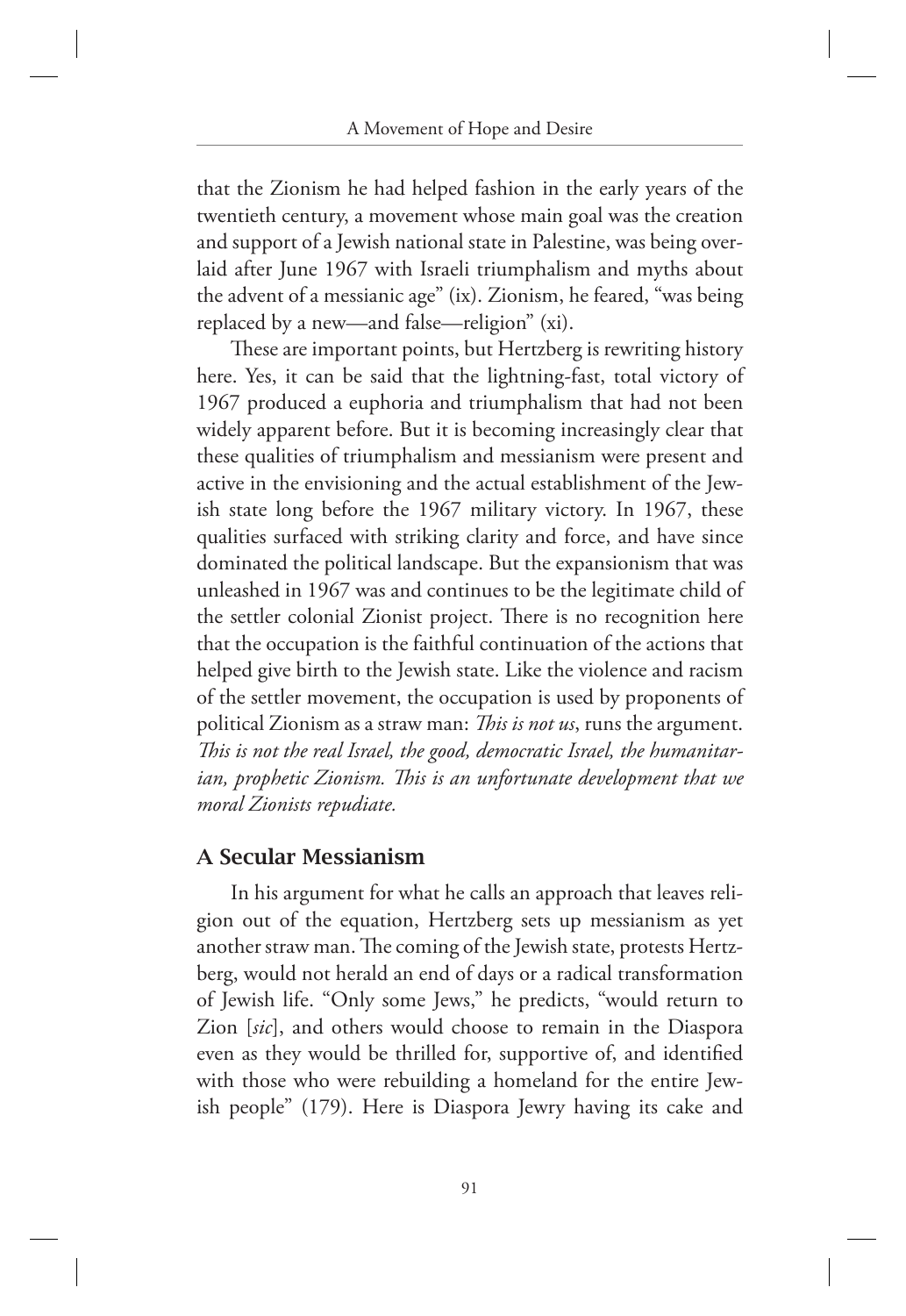that the Zionism he had helped fashion in the early years of the twentieth century, a movement whose main goal was the creation and support of a Jewish national state in Palestine, was being overlaid after June 1967 with Israeli triumphalism and myths about the advent of a messianic age" (ix). Zionism, he feared, "was being replaced by a new—and false—religion" (xi).

These are important points, but Hertzberg is rewriting history here. Yes, it can be said that the lightning-fast, total victory of 1967 produced a euphoria and triumphalism that had not been widely apparent before. But it is becoming increasingly clear that these qualities of triumphalism and messianism were present and active in the envisioning and the actual establishment of the Jewish state long before the 1967 military victory. In 1967, these qualities surfaced with striking clarity and force, and have since dominated the political landscape. But the expansionism that was unleashed in 1967 was and continues to be the legitimate child of the settler colonial Zionist project. There is no recognition here that the occupation is the faithful continuation of the actions that helped give birth to the Jewish state. Like the violence and racism of the settler movement, the occupation is used by proponents of political Zionism as a straw man: *This is not us*, runs the argument. *This is not the real Israel, the good, democratic Israel, the humanitarian, prophetic Zionism. This is an unfortunate development that we moral Zionists repudiate.*

## A Secular Messianism

In his argument for what he calls an approach that leaves religion out of the equation, Hertzberg sets up messianism as yet another straw man. The coming of the Jewish state, protests Hertzberg, would not herald an end of days or a radical transformation of Jewish life. "Only some Jews," he predicts, "would return to Zion [*sic*], and others would choose to remain in the Diaspora even as they would be thrilled for, supportive of, and identified with those who were rebuilding a homeland for the entire Jewish people" (179). Here is Diaspora Jewry having its cake and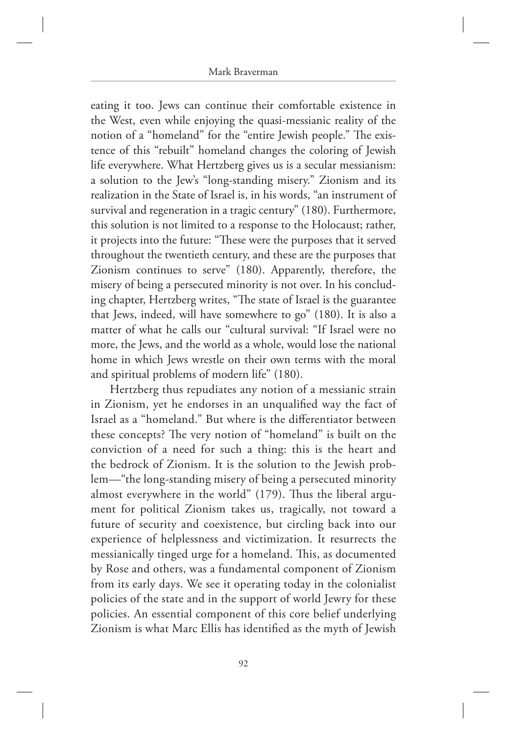eating it too. Jews can continue their comfortable existence in the West, even while enjoying the quasi-messianic reality of the notion of a "homeland" for the "entire Jewish people." The existence of this "rebuilt" homeland changes the coloring of Jewish life everywhere. What Hertzberg gives us is a secular messianism: a solution to the Jew's "long-standing misery." Zionism and its realization in the State of Israel is, in his words, "an instrument of survival and regeneration in a tragic century" (180). Furthermore, this solution is not limited to a response to the Holocaust; rather, it projects into the future: "These were the purposes that it served throughout the twentieth century, and these are the purposes that Zionism continues to serve" (180). Apparently, therefore, the misery of being a persecuted minority is not over. In his concluding chapter, Hertzberg writes, "The state of Israel is the guarantee that Jews, indeed, will have somewhere to go" (180). It is also a matter of what he calls our "cultural survival: "If Israel were no more, the Jews, and the world as a whole, would lose the national home in which Jews wrestle on their own terms with the moral and spiritual problems of modern life" (180).

Hertzberg thus repudiates any notion of a messianic strain in Zionism, yet he endorses in an unqualified way the fact of Israel as a "homeland." But where is the differentiator between these concepts? The very notion of "homeland" is built on the conviction of a need for such a thing: this is the heart and the bedrock of Zionism. It is the solution to the Jewish problem—"the long-standing misery of being a persecuted minority almost everywhere in the world" (179). Thus the liberal argument for political Zionism takes us, tragically, not toward a future of security and coexistence, but circling back into our experience of helplessness and victimization. It resurrects the messianically tinged urge for a homeland. This, as documented by Rose and others, was a fundamental component of Zionism from its early days. We see it operating today in the colonialist policies of the state and in the support of world Jewry for these policies. An essential component of this core belief underlying Zionism is what Marc Ellis has identified as the myth of Jewish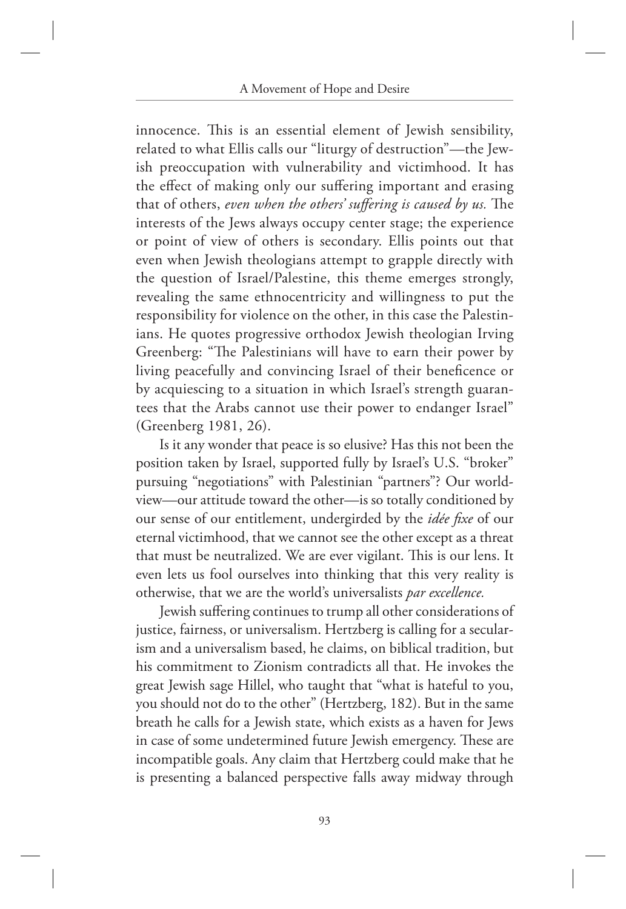innocence. This is an essential element of Jewish sensibility, related to what Ellis calls our "liturgy of destruction"—the Jewish preoccupation with vulnerability and victimhood. It has the effect of making only our suffering important and erasing that of others, *even when the others' suffering is caused by us.* The interests of the Jews always occupy center stage; the experience or point of view of others is secondary. Ellis points out that even when Jewish theologians attempt to grapple directly with the question of Israel/Palestine, this theme emerges strongly, revealing the same ethnocentricity and willingness to put the responsibility for violence on the other, in this case the Palestinians. He quotes progressive orthodox Jewish theologian Irving Greenberg: "The Palestinians will have to earn their power by living peacefully and convincing Israel of their beneficence or by acquiescing to a situation in which Israel's strength guarantees that the Arabs cannot use their power to endanger Israel" (Greenberg 1981, 26).

Is it any wonder that peace is so elusive? Has this not been the position taken by Israel, supported fully by Israel's U.S. "broker" pursuing "negotiations" with Palestinian "partners"? Our worldview—our attitude toward the other—is so totally conditioned by our sense of our entitlement, undergirded by the *idée fixe* of our eternal victimhood, that we cannot see the other except as a threat that must be neutralized. We are ever vigilant. This is our lens. It even lets us fool ourselves into thinking that this very reality is otherwise, that we are the world's universalists *par excellence.*

Jewish suffering continues to trump all other considerations of justice, fairness, or universalism. Hertzberg is calling for a secularism and a universalism based, he claims, on biblical tradition, but his commitment to Zionism contradicts all that. He invokes the great Jewish sage Hillel, who taught that "what is hateful to you, you should not do to the other" (Hertzberg, 182). But in the same breath he calls for a Jewish state, which exists as a haven for Jews in case of some undetermined future Jewish emergency. These are incompatible goals. Any claim that Hertzberg could make that he is presenting a balanced perspective falls away midway through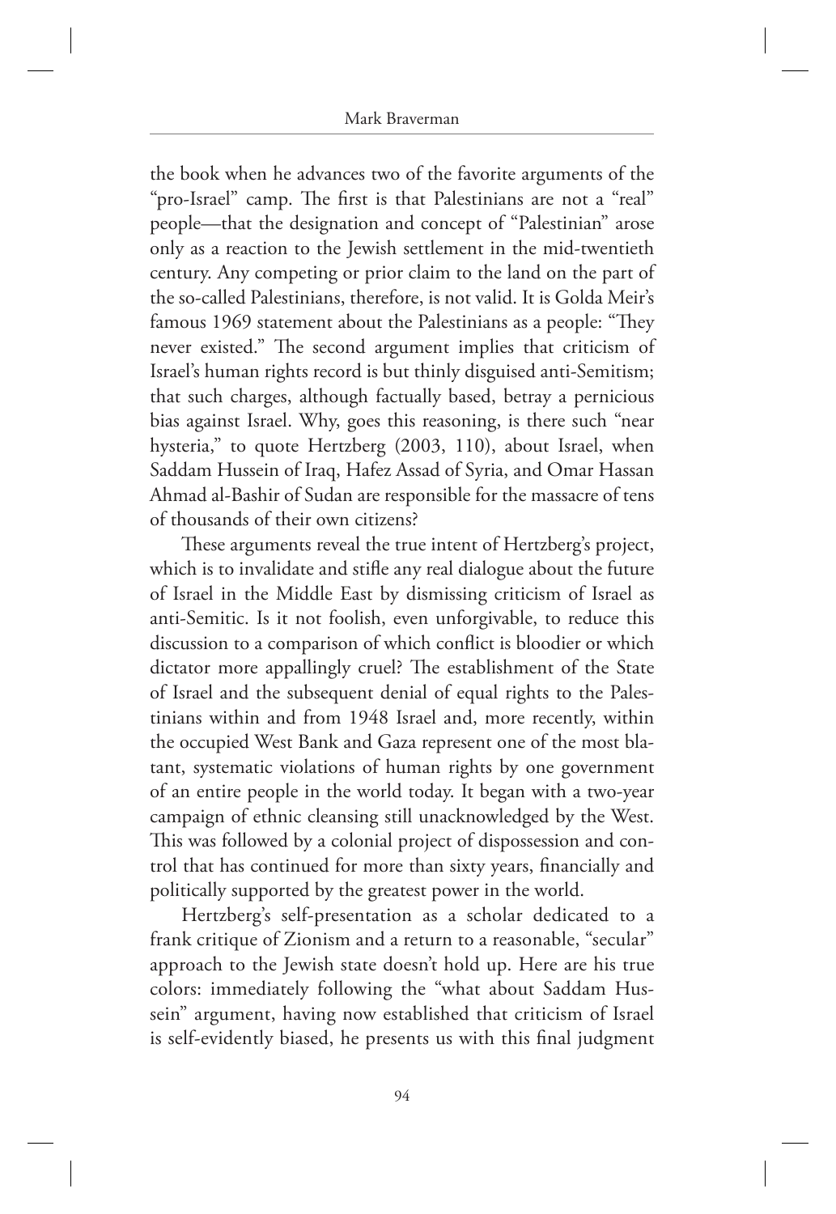the book when he advances two of the favorite arguments of the "pro-Israel" camp. The first is that Palestinians are not a "real" people—that the designation and concept of "Palestinian" arose only as a reaction to the Jewish settlement in the mid-twentieth century. Any competing or prior claim to the land on the part of the so-called Palestinians, therefore, is not valid. It is Golda Meir's famous 1969 statement about the Palestinians as a people: "They never existed." The second argument implies that criticism of Israel's human rights record is but thinly disguised anti-Semitism; that such charges, although factually based, betray a pernicious bias against Israel. Why, goes this reasoning, is there such "near hysteria," to quote Hertzberg (2003, 110), about Israel, when Saddam Hussein of Iraq, Hafez Assad of Syria, and Omar Hassan Ahmad al-Bashir of Sudan are responsible for the massacre of tens of thousands of their own citizens?

These arguments reveal the true intent of Hertzberg's project, which is to invalidate and stifle any real dialogue about the future of Israel in the Middle East by dismissing criticism of Israel as anti-Semitic. Is it not foolish, even unforgivable, to reduce this discussion to a comparison of which conflict is bloodier or which dictator more appallingly cruel? The establishment of the State of Israel and the subsequent denial of equal rights to the Palestinians within and from 1948 Israel and, more recently, within the occupied West Bank and Gaza represent one of the most blatant, systematic violations of human rights by one government of an entire people in the world today. It began with a two-year campaign of ethnic cleansing still unacknowledged by the West. This was followed by a colonial project of dispossession and control that has continued for more than sixty years, financially and politically supported by the greatest power in the world.

Hertzberg's self-presentation as a scholar dedicated to a frank critique of Zionism and a return to a reasonable, "secular" approach to the Jewish state doesn't hold up. Here are his true colors: immediately following the "what about Saddam Hussein" argument, having now established that criticism of Israel is self-evidently biased, he presents us with this final judgment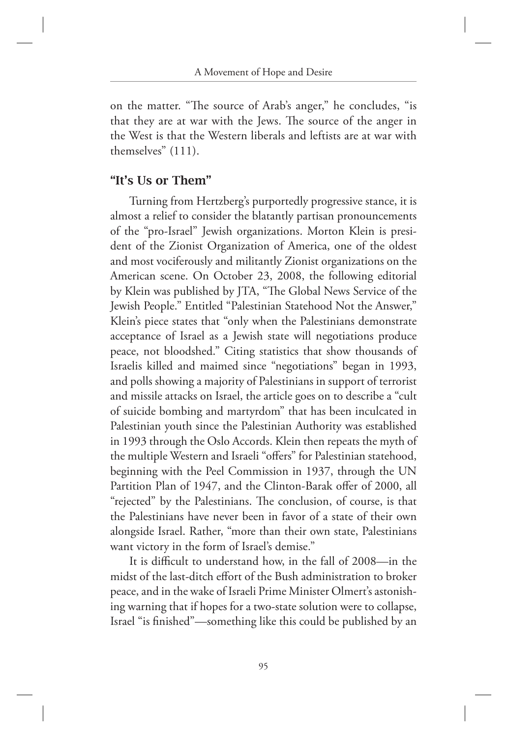on the matter. "The source of Arab's anger," he concludes, "is that they are at war with the Jews. The source of the anger in the West is that the Western liberals and leftists are at war with themselves" (111).

## "It's Us or Them"

Turning from Hertzberg's purportedly progressive stance, it is almost a relief to consider the blatantly partisan pronouncements of the "pro-Israel" Jewish organizations. Morton Klein is president of the Zionist Organization of America, one of the oldest and most vociferously and militantly Zionist organizations on the American scene. On October 23, 2008, the following editorial by Klein was published by JTA, "The Global News Service of the Jewish People." Entitled "Palestinian Statehood Not the Answer," Klein's piece states that "only when the Palestinians demonstrate acceptance of Israel as a Jewish state will negotiations produce peace, not bloodshed." Citing statistics that show thousands of Israelis killed and maimed since "negotiations" began in 1993, and polls showing a majority of Palestinians in support of terrorist and missile attacks on Israel, the article goes on to describe a "cult of suicide bombing and martyrdom" that has been inculcated in Palestinian youth since the Palestinian Authority was established in 1993 through the Oslo Accords. Klein then repeats the myth of the multiple Western and Israeli "offers" for Palestinian statehood, beginning with the Peel Commission in 1937, through the UN Partition Plan of 1947, and the Clinton-Barak offer of 2000, all "rejected" by the Palestinians. The conclusion, of course, is that the Palestinians have never been in favor of a state of their own alongside Israel. Rather, "more than their own state, Palestinians want victory in the form of Israel's demise."

It is difficult to understand how, in the fall of 2008—in the midst of the last-ditch effort of the Bush administration to broker peace, and in the wake of Israeli Prime Minister Olmert's astonishing warning that if hopes for a two-state solution were to collapse, Israel "is finished"—something like this could be published by an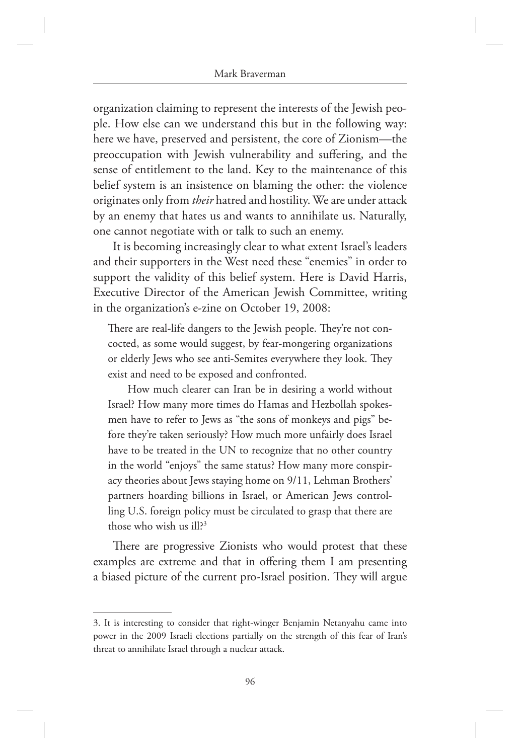organization claiming to represent the interests of the Jewish people. How else can we understand this but in the following way: here we have, preserved and persistent, the core of Zionism—the preoccupation with Jewish vulnerability and suffering, and the sense of entitlement to the land. Key to the maintenance of this belief system is an insistence on blaming the other: the violence originates only from *their* hatred and hostility. We are under attack by an enemy that hates us and wants to annihilate us. Naturally, one cannot negotiate with or talk to such an enemy.

It is becoming increasingly clear to what extent Israel's leaders and their supporters in the West need these "enemies" in order to support the validity of this belief system. Here is David Harris, Executive Director of the American Jewish Committee, writing in the organization's e-zine on October 19, 2008:

> There are real-life dangers to the Jewish people. They're not concocted, as some would suggest, by fear-mongering organizations or elderly Jews who see anti-Semites everywhere they look. They exist and need to be exposed and confronted.
>
> How much clearer can Iran be in desiring a world without Israel? How many more times do Hamas and Hezbollah spokesmen have to refer to Jews as "the sons of monkeys and pigs" before they're taken seriously? How much more unfairly does Israel have to be treated in the UN to recognize that no other country in the world "enjoys" the same status? How many more conspiracy theories about Jews staying home on 9/11, Lehman Brothers' partners hoarding billions in Israel, or American Jews controlling U.S. foreign policy must be circulated to grasp that there are those who wish us ill?[3]

There are progressive Zionists who would protest that these examples are extreme and that in offering them I am presenting a biased picture of the current pro-Israel position. They will argue

---

3. It is interesting to consider that right-winger Benjamin Netanyahu came into power in the 2009 Israeli elections partially on the strength of this fear of Iran's threat to annihilate Israel through a nuclear attack.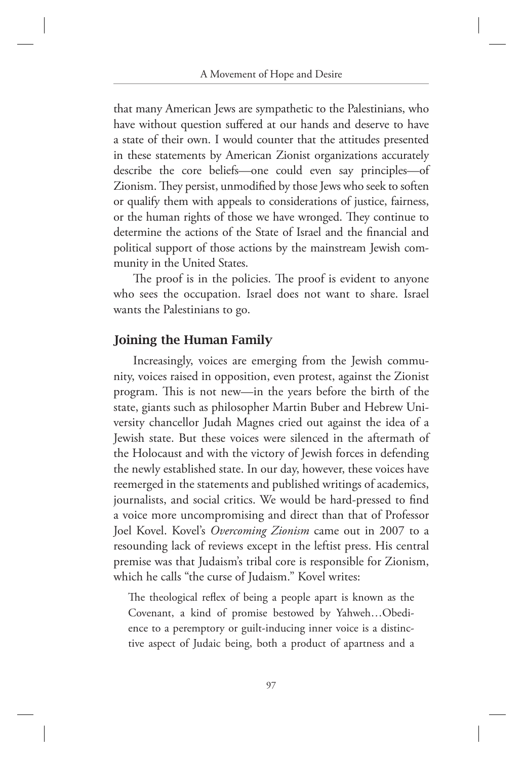that many American Jews are sympathetic to the Palestinians, who have without question suffered at our hands and deserve to have a state of their own. I would counter that the attitudes presented in these statements by American Zionist organizations accurately describe the core beliefs—one could even say principles—of Zionism. They persist, unmodified by those Jews who seek to soften or qualify them with appeals to considerations of justice, fairness, or the human rights of those we have wronged. They continue to determine the actions of the State of Israel and the financial and political support of those actions by the mainstream Jewish community in the United States.

The proof is in the policies. The proof is evident to anyone who sees the occupation. Israel does not want to share. Israel wants the Palestinians to go.

## Joining the Human Family

Increasingly, voices are emerging from the Jewish community, voices raised in opposition, even protest, against the Zionist program. This is not new—in the years before the birth of the state, giants such as philosopher Martin Buber and Hebrew University chancellor Judah Magnes cried out against the idea of a Jewish state. But these voices were silenced in the aftermath of the Holocaust and with the victory of Jewish forces in defending the newly established state. In our day, however, these voices have reemerged in the statements and published writings of academics, journalists, and social critics. We would be hard-pressed to find a voice more uncompromising and direct than that of Professor Joel Kovel. Kovel's *Overcoming Zionism* came out in 2007 to a resounding lack of reviews except in the leftist press. His central premise was that Judaism's tribal core is responsible for Zionism, which he calls "the curse of Judaism." Kovel writes:

> The theological reflex of being a people apart is known as the Covenant, a kind of promise bestowed by Yahweh…Obedience to a peremptory or guilt-inducing inner voice is a distinctive aspect of Judaic being, both a product of apartness and a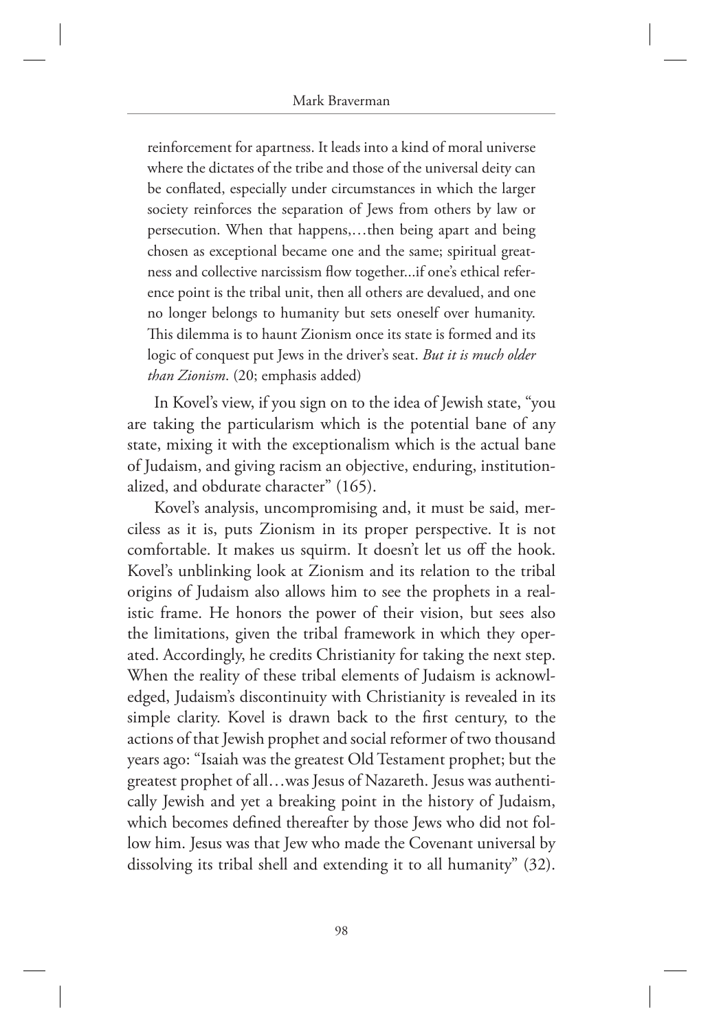reinforcement for apartness. It leads into a kind of moral universe where the dictates of the tribe and those of the universal deity can be conflated, especially under circumstances in which the larger society reinforces the separation of Jews from others by law or persecution. When that happens,…then being apart and being chosen as exceptional became one and the same; spiritual greatness and collective narcissism flow together...if one's ethical reference point is the tribal unit, then all others are devalued, and one no longer belongs to humanity but sets oneself over humanity. This dilemma is to haunt Zionism once its state is formed and its logic of conquest put Jews in the driver's seat. *But it is much older than Zionism*. (20; emphasis added)

In Kovel's view, if you sign on to the idea of Jewish state, "you are taking the particularism which is the potential bane of any state, mixing it with the exceptionalism which is the actual bane of Judaism, and giving racism an objective, enduring, institutionalized, and obdurate character" (165).

Kovel's analysis, uncompromising and, it must be said, merciless as it is, puts Zionism in its proper perspective. It is not comfortable. It makes us squirm. It doesn't let us off the hook. Kovel's unblinking look at Zionism and its relation to the tribal origins of Judaism also allows him to see the prophets in a realistic frame. He honors the power of their vision, but sees also the limitations, given the tribal framework in which they operated. Accordingly, he credits Christianity for taking the next step. When the reality of these tribal elements of Judaism is acknowledged, Judaism's discontinuity with Christianity is revealed in its simple clarity. Kovel is drawn back to the first century, to the actions of that Jewish prophet and social reformer of two thousand years ago: "Isaiah was the greatest Old Testament prophet; but the greatest prophet of all…was Jesus of Nazareth. Jesus was authentically Jewish and yet a breaking point in the history of Judaism, which becomes defined thereafter by those Jews who did not follow him. Jesus was that Jew who made the Covenant universal by dissolving its tribal shell and extending it to all humanity" (32).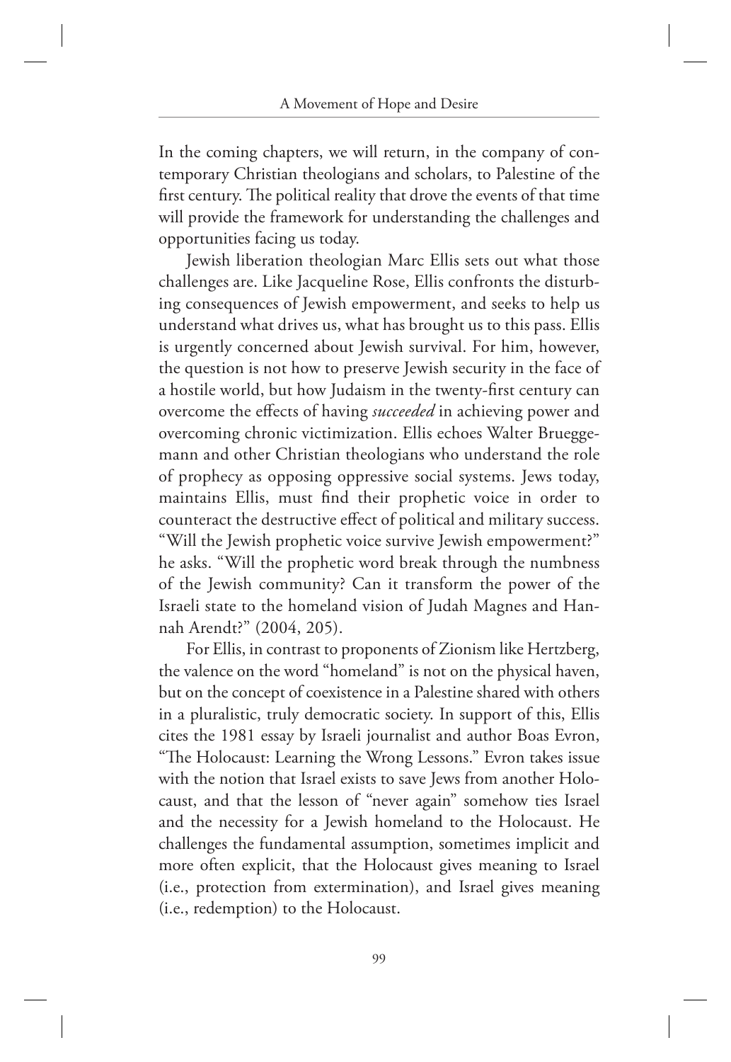In the coming chapters, we will return, in the company of contemporary Christian theologians and scholars, to Palestine of the first century. The political reality that drove the events of that time will provide the framework for understanding the challenges and opportunities facing us today.

Jewish liberation theologian Marc Ellis sets out what those challenges are. Like Jacqueline Rose, Ellis confronts the disturbing consequences of Jewish empowerment, and seeks to help us understand what drives us, what has brought us to this pass. Ellis is urgently concerned about Jewish survival. For him, however, the question is not how to preserve Jewish security in the face of a hostile world, but how Judaism in the twenty-first century can overcome the effects of having *succeeded* in achieving power and overcoming chronic victimization. Ellis echoes Walter Brueggemann and other Christian theologians who understand the role of prophecy as opposing oppressive social systems. Jews today, maintains Ellis, must find their prophetic voice in order to counteract the destructive effect of political and military success. "Will the Jewish prophetic voice survive Jewish empowerment?" he asks. "Will the prophetic word break through the numbness of the Jewish community? Can it transform the power of the Israeli state to the homeland vision of Judah Magnes and Hannah Arendt?" (2004, 205).

For Ellis, in contrast to proponents of Zionism like Hertzberg, the valence on the word "homeland" is not on the physical haven, but on the concept of coexistence in a Palestine shared with others in a pluralistic, truly democratic society. In support of this, Ellis cites the 1981 essay by Israeli journalist and author Boas Evron, "The Holocaust: Learning the Wrong Lessons." Evron takes issue with the notion that Israel exists to save Jews from another Holocaust, and that the lesson of "never again" somehow ties Israel and the necessity for a Jewish homeland to the Holocaust. He challenges the fundamental assumption, sometimes implicit and more often explicit, that the Holocaust gives meaning to Israel (i.e., protection from extermination), and Israel gives meaning (i.e., redemption) to the Holocaust.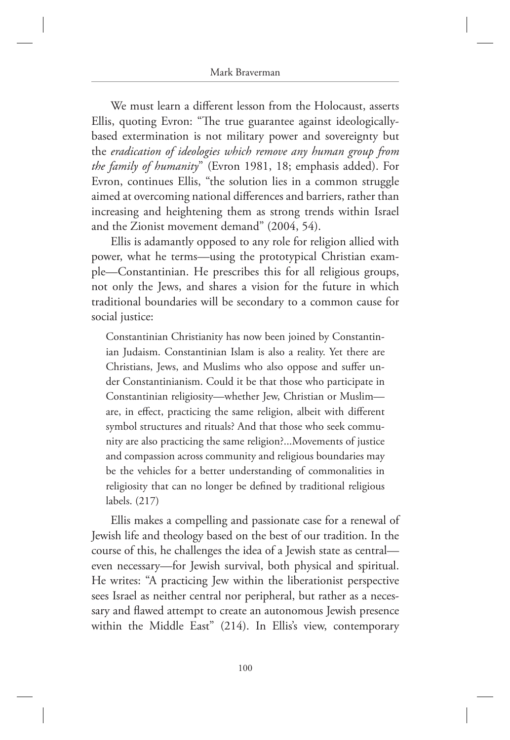We must learn a different lesson from the Holocaust, asserts Ellis, quoting Evron: "The true guarantee against ideologically-based extermination is not military power and sovereignty but the *eradication of ideologies which remove any human group from the family of humanity*" (Evron 1981, 18; emphasis added). For Evron, continues Ellis, "the solution lies in a common struggle aimed at overcoming national differences and barriers, rather than increasing and heightening them as strong trends within Israel and the Zionist movement demand" (2004, 54).

Ellis is adamantly opposed to any role for religion allied with power, what he terms—using the prototypical Christian example—Constantinian. He prescribes this for all religious groups, not only the Jews, and shares a vision for the future in which traditional boundaries will be secondary to a common cause for social justice:

> Constantinian Christianity has now been joined by Constantinian Judaism. Constantinian Islam is also a reality. Yet there are Christians, Jews, and Muslims who also oppose and suffer under Constantinianism. Could it be that those who participate in Constantinian religiosity—whether Jew, Christian or Muslim—are, in effect, practicing the same religion, albeit with different symbol structures and rituals? And that those who seek community are also practicing the same religion?...Movements of justice and compassion across community and religious boundaries may be the vehicles for a better understanding of commonalities in religiosity that can no longer be defined by traditional religious labels. (217)

Ellis makes a compelling and passionate case for a renewal of Jewish life and theology based on the best of our tradition. In the course of this, he challenges the idea of a Jewish state as central—even necessary—for Jewish survival, both physical and spiritual. He writes: "A practicing Jew within the liberationist perspective sees Israel as neither central nor peripheral, but rather as a necessary and flawed attempt to create an autonomous Jewish presence within the Middle East" (214). In Ellis's view, contemporary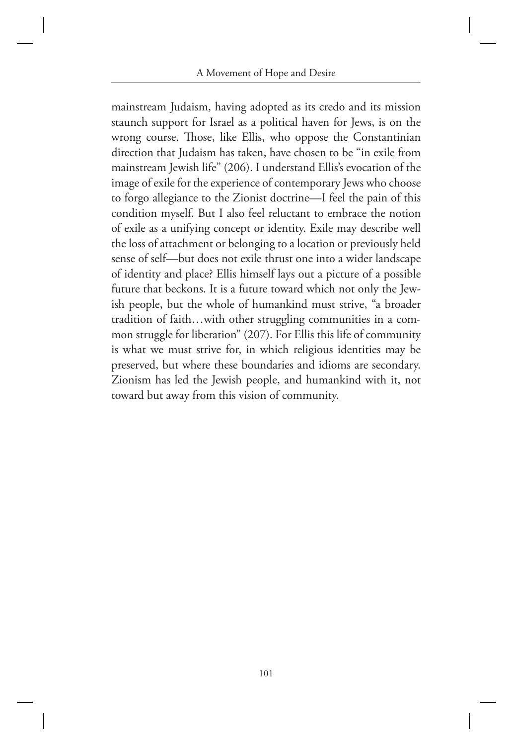mainstream Judaism, having adopted as its credo and its mission staunch support for Israel as a political haven for Jews, is on the wrong course. Those, like Ellis, who oppose the Constantinian direction that Judaism has taken, have chosen to be "in exile from mainstream Jewish life" (206). I understand Ellis's evocation of the image of exile for the experience of contemporary Jews who choose to forgo allegiance to the Zionist doctrine—I feel the pain of this condition myself. But I also feel reluctant to embrace the notion of exile as a unifying concept or identity. Exile may describe well the loss of attachment or belonging to a location or previously held sense of self—but does not exile thrust one into a wider landscape of identity and place? Ellis himself lays out a picture of a possible future that beckons. It is a future toward which not only the Jewish people, but the whole of humankind must strive, "a broader tradition of faith…with other struggling communities in a common struggle for liberation" (207). For Ellis this life of community is what we must strive for, in which religious identities may be preserved, but where these boundaries and idioms are secondary. Zionism has led the Jewish people, and humankind with it, not toward but away from this vision of community.